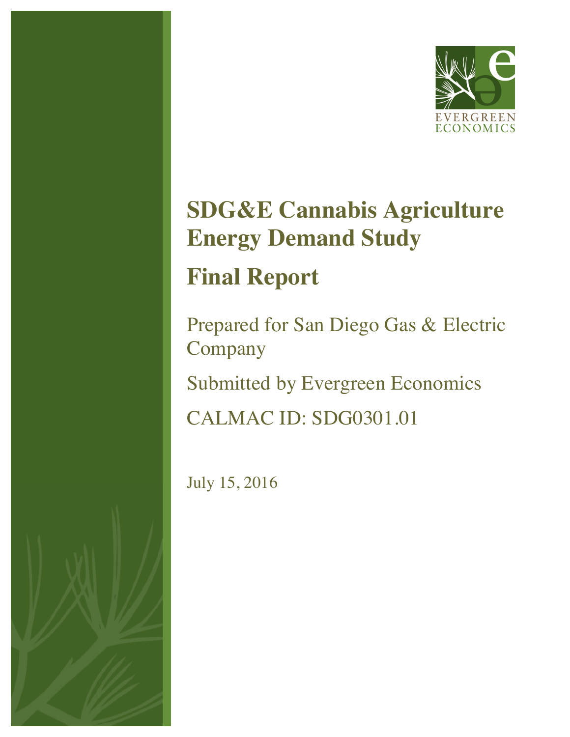EVERGREEN ECONOMICS

# SDG&E Cannabis Agriculture Energy Demand Study

## Final Report

Prepared for San Diego Gas & Electric Company

Submitted by Evergreen Economics

CALMAC ID: SDG0301.01

July 15, 2016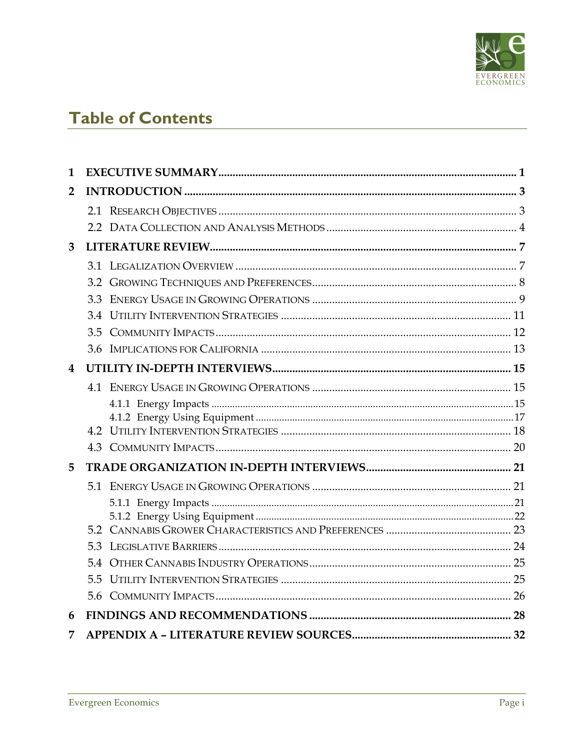# Table of Contents

| | | |
|---|---|---|
| **1** | **EXECUTIVE SUMMARY** | **1** |
| **2** | **INTRODUCTION** | **3** |
| | 2.1 RESEARCH OBJECTIVES | 3 |
| | 2.2 DATA COLLECTION AND ANALYSIS METHODS | 4 |
| **3** | **LITERATURE REVIEW** | **7** |
| | 3.1 LEGALIZATION OVERVIEW | 7 |
| | 3.2 GROWING TECHNIQUES AND PREFERENCES | 8 |
| | 3.3 ENERGY USAGE IN GROWING OPERATIONS | 9 |
| | 3.4 UTILITY INTERVENTION STRATEGIES | 11 |
| | 3.5 COMMUNITY IMPACTS | 12 |
| | 3.6 IMPLICATIONS FOR CALIFORNIA | 13 |
| **4** | **UTILITY IN-DEPTH INTERVIEWS** | **15** |
| | 4.1 ENERGY USAGE IN GROWING OPERATIONS | 15 |
| | 4.1.1 Energy Impacts | 15 |
| | 4.1.2 Energy Using Equipment | 17 |
| | 4.2 UTILITY INTERVENTION STRATEGIES | 18 |
| | 4.3 COMMUNITY IMPACTS | 20 |
| **5** | **TRADE ORGANIZATION IN-DEPTH INTERVIEWS** | **21** |
| | 5.1 ENERGY USAGE IN GROWING OPERATIONS | 21 |
| | 5.1.1 Energy Impacts | 21 |
| | 5.1.2 Energy Using Equipment | 22 |
| | 5.2 CANNABIS GROWER CHARACTERISTICS AND PREFERENCES | 23 |
| | 5.3 LEGISLATIVE BARRIERS | 24 |
| | 5.4 OTHER CANNABIS INDUSTRY OPERATIONS | 25 |
| | 5.5 UTILITY INTERVENTION STRATEGIES | 25 |
| | 5.6 COMMUNITY IMPACTS | 26 |
| **6** | **FINDINGS AND RECOMMENDATIONS** | **28** |
| **7** | **APPENDIX A – LITERATURE REVIEW SOURCES** | **32** |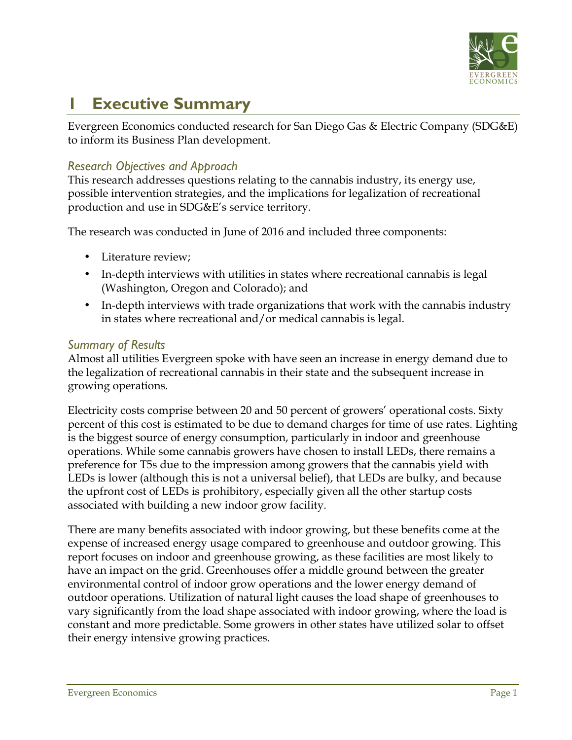# 1 Executive Summary

Evergreen Economics conducted research for San Diego Gas & Electric Company (SDG&E) to inform its Business Plan development.

### *Research Objectives and Approach*

This research addresses questions relating to the cannabis industry, its energy use, possible intervention strategies, and the implications for legalization of recreational production and use in SDG&E's service territory.

The research was conducted in June of 2016 and included three components:

- Literature review;
- In-depth interviews with utilities in states where recreational cannabis is legal (Washington, Oregon and Colorado); and
- In-depth interviews with trade organizations that work with the cannabis industry in states where recreational and/or medical cannabis is legal.

### *Summary of Results*

Almost all utilities Evergreen spoke with have seen an increase in energy demand due to the legalization of recreational cannabis in their state and the subsequent increase in growing operations.

Electricity costs comprise between 20 and 50 percent of growers' operational costs. Sixty percent of this cost is estimated to be due to demand charges for time of use rates. Lighting is the biggest source of energy consumption, particularly in indoor and greenhouse operations. While some cannabis growers have chosen to install LEDs, there remains a preference for T5s due to the impression among growers that the cannabis yield with LEDs is lower (although this is not a universal belief), that LEDs are bulky, and because the upfront cost of LEDs is prohibitory, especially given all the other startup costs associated with building a new indoor grow facility.

There are many benefits associated with indoor growing, but these benefits come at the expense of increased energy usage compared to greenhouse and outdoor growing. This report focuses on indoor and greenhouse growing, as these facilities are most likely to have an impact on the grid. Greenhouses offer a middle ground between the greater environmental control of indoor grow operations and the lower energy demand of outdoor operations. Utilization of natural light causes the load shape of greenhouses to vary significantly from the load shape associated with indoor growing, where the load is constant and more predictable. Some growers in other states have utilized solar to offset their energy intensive growing practices.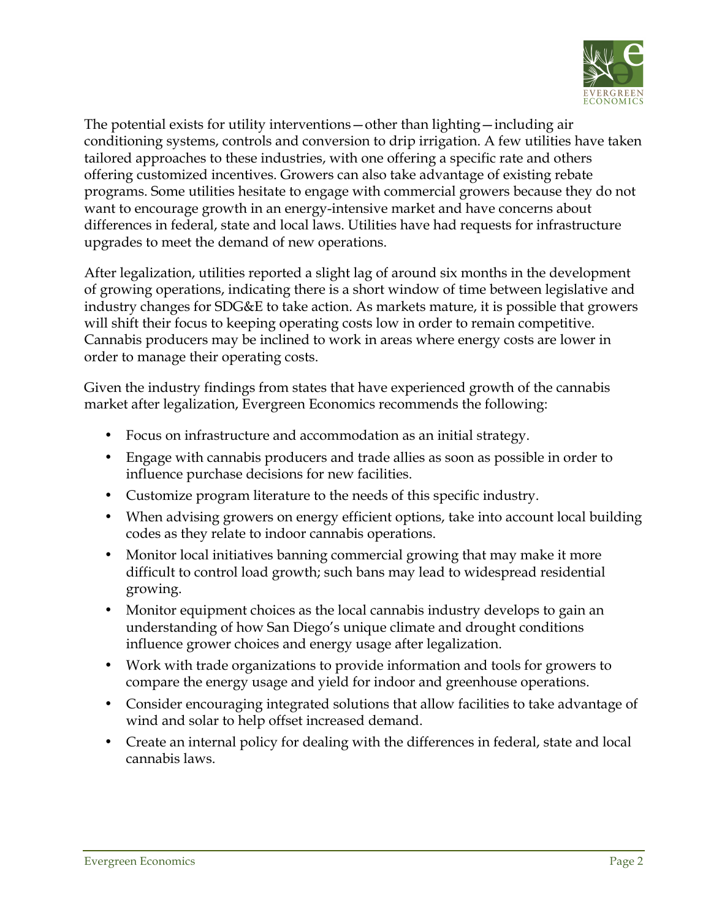The potential exists for utility interventions—other than lighting—including air conditioning systems, controls and conversion to drip irrigation. A few utilities have taken tailored approaches to these industries, with one offering a specific rate and others offering customized incentives. Growers can also take advantage of existing rebate programs. Some utilities hesitate to engage with commercial growers because they do not want to encourage growth in an energy-intensive market and have concerns about differences in federal, state and local laws. Utilities have had requests for infrastructure upgrades to meet the demand of new operations.

After legalization, utilities reported a slight lag of around six months in the development of growing operations, indicating there is a short window of time between legislative and industry changes for SDG&E to take action. As markets mature, it is possible that growers will shift their focus to keeping operating costs low in order to remain competitive. Cannabis producers may be inclined to work in areas where energy costs are lower in order to manage their operating costs.

Given the industry findings from states that have experienced growth of the cannabis market after legalization, Evergreen Economics recommends the following:

- Focus on infrastructure and accommodation as an initial strategy.
- Engage with cannabis producers and trade allies as soon as possible in order to influence purchase decisions for new facilities.
- Customize program literature to the needs of this specific industry.
- When advising growers on energy efficient options, take into account local building codes as they relate to indoor cannabis operations.
- Monitor local initiatives banning commercial growing that may make it more difficult to control load growth; such bans may lead to widespread residential growing.
- Monitor equipment choices as the local cannabis industry develops to gain an understanding of how San Diego's unique climate and drought conditions influence grower choices and energy usage after legalization.
- Work with trade organizations to provide information and tools for growers to compare the energy usage and yield for indoor and greenhouse operations.
- Consider encouraging integrated solutions that allow facilities to take advantage of wind and solar to help offset increased demand.
- Create an internal policy for dealing with the differences in federal, state and local cannabis laws.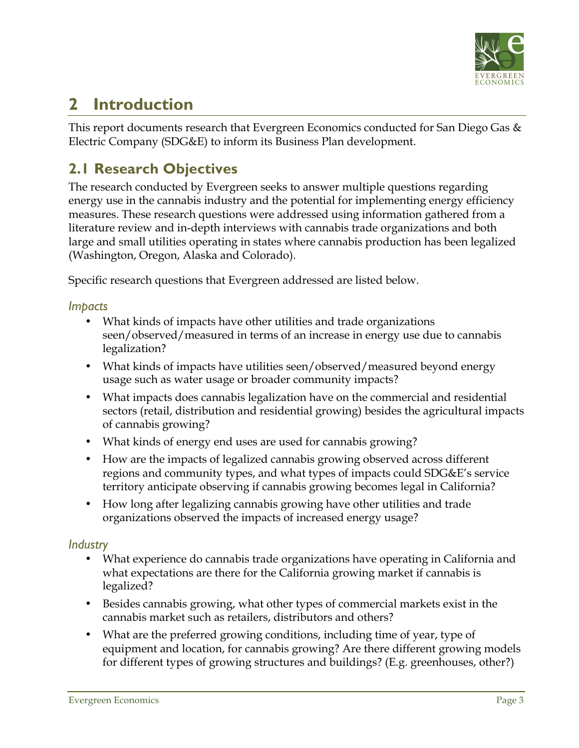# 2 Introduction

This report documents research that Evergreen Economics conducted for San Diego Gas & Electric Company (SDG&E) to inform its Business Plan development.

## 2.1 Research Objectives

The research conducted by Evergreen seeks to answer multiple questions regarding energy use in the cannabis industry and the potential for implementing energy efficiency measures. These research questions were addressed using information gathered from a literature review and in-depth interviews with cannabis trade organizations and both large and small utilities operating in states where cannabis production has been legalized (Washington, Oregon, Alaska and Colorado).

Specific research questions that Evergreen addressed are listed below.

### *Impacts*

- What kinds of impacts have other utilities and trade organizations seen/observed/measured in terms of an increase in energy use due to cannabis legalization?
- What kinds of impacts have utilities seen/observed/measured beyond energy usage such as water usage or broader community impacts?
- What impacts does cannabis legalization have on the commercial and residential sectors (retail, distribution and residential growing) besides the agricultural impacts of cannabis growing?
- What kinds of energy end uses are used for cannabis growing?
- How are the impacts of legalized cannabis growing observed across different regions and community types, and what types of impacts could SDG&E's service territory anticipate observing if cannabis growing becomes legal in California?
- How long after legalizing cannabis growing have other utilities and trade organizations observed the impacts of increased energy usage?

### *Industry*

- What experience do cannabis trade organizations have operating in California and what expectations are there for the California growing market if cannabis is legalized?
- Besides cannabis growing, what other types of commercial markets exist in the cannabis market such as retailers, distributors and others?
- What are the preferred growing conditions, including time of year, type of equipment and location, for cannabis growing? Are there different growing models for different types of growing structures and buildings? (E.g. greenhouses, other?)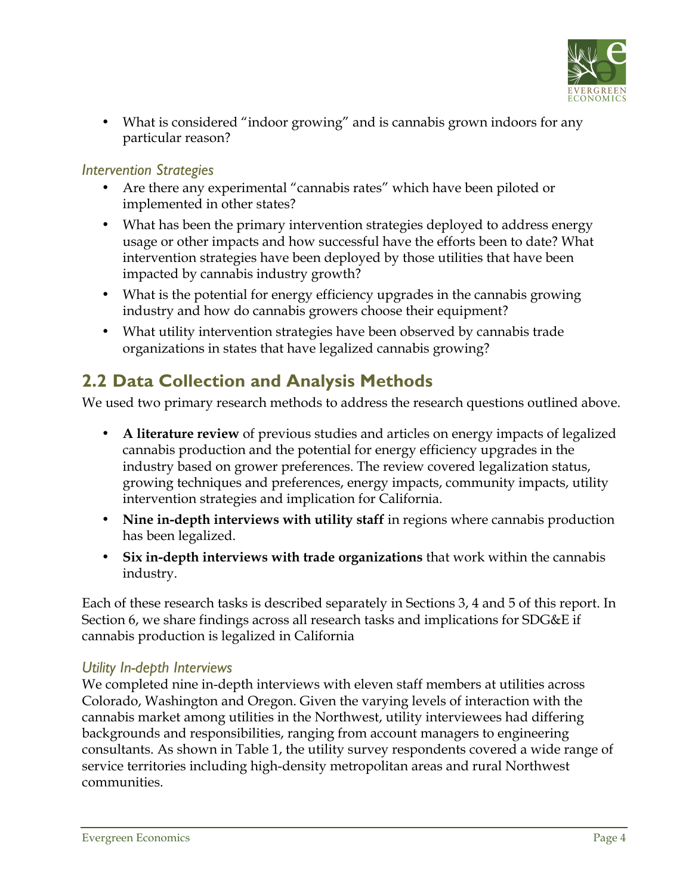- What is considered "indoor growing" and is cannabis grown indoors for any particular reason?

### *Intervention Strategies*

- Are there any experimental "cannabis rates" which have been piloted or implemented in other states?
- What has been the primary intervention strategies deployed to address energy usage or other impacts and how successful have the efforts been to date? What intervention strategies have been deployed by those utilities that have been impacted by cannabis industry growth?
- What is the potential for energy efficiency upgrades in the cannabis growing industry and how do cannabis growers choose their equipment?
- What utility intervention strategies have been observed by cannabis trade organizations in states that have legalized cannabis growing?

## 2.2 Data Collection and Analysis Methods

We used two primary research methods to address the research questions outlined above.

- **A literature review** of previous studies and articles on energy impacts of legalized cannabis production and the potential for energy efficiency upgrades in the industry based on grower preferences. The review covered legalization status, growing techniques and preferences, energy impacts, community impacts, utility intervention strategies and implication for California.
- **Nine in-depth interviews with utility staff** in regions where cannabis production has been legalized.
- **Six in-depth interviews with trade organizations** that work within the cannabis industry.

Each of these research tasks is described separately in Sections 3, 4 and 5 of this report. In Section 6, we share findings across all research tasks and implications for SDG&E if cannabis production is legalized in California

### *Utility In-depth Interviews*

We completed nine in-depth interviews with eleven staff members at utilities across Colorado, Washington and Oregon. Given the varying levels of interaction with the cannabis market among utilities in the Northwest, utility interviewees had differing backgrounds and responsibilities, ranging from account managers to engineering consultants. As shown in Table 1, the utility survey respondents covered a wide range of service territories including high-density metropolitan areas and rural Northwest communities.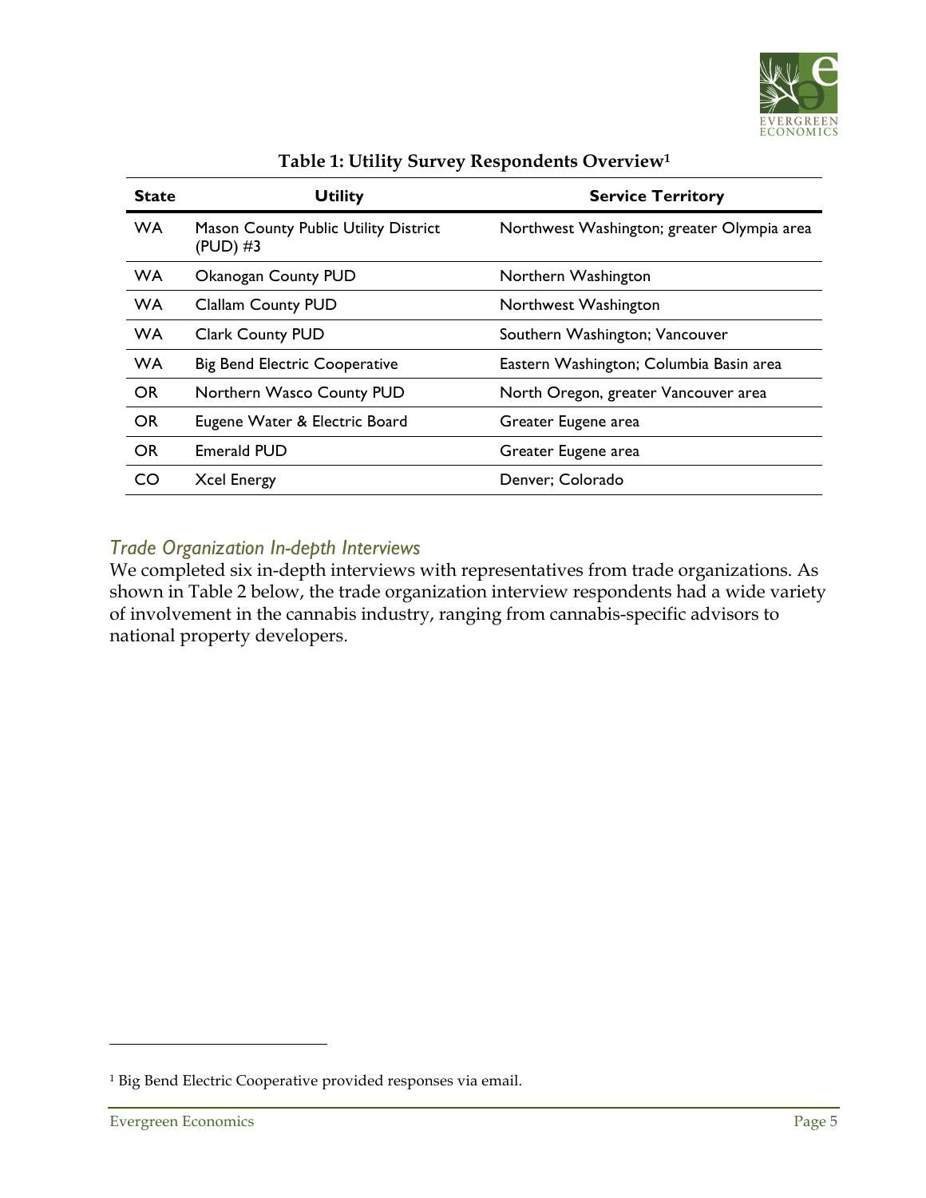**Table 1: Utility Survey Respondents Overview[1]**

| State | Utility | Service Territory |
| --- | --- | --- |
| WA | Mason County Public Utility District (PUD) #3 | Northwest Washington; greater Olympia area |
| WA | Okanogan County PUD | Northern Washington |
| WA | Clallam County PUD | Northwest Washington |
| WA | Clark County PUD | Southern Washington; Vancouver |
| WA | Big Bend Electric Cooperative | Eastern Washington; Columbia Basin area |
| OR | Northern Wasco County PUD | North Oregon, greater Vancouver area |
| OR | Eugene Water & Electric Board | Greater Eugene area |
| OR | Emerald PUD | Greater Eugene area |
| CO | Xcel Energy | Denver; Colorado |

### *Trade Organization In-depth Interviews*

We completed six in-depth interviews with representatives from trade organizations. As shown in Table 2 below, the trade organization interview respondents had a wide variety of involvement in the cannabis industry, ranging from cannabis-specific advisors to national property developers.

[1] Big Bend Electric Cooperative provided responses via email.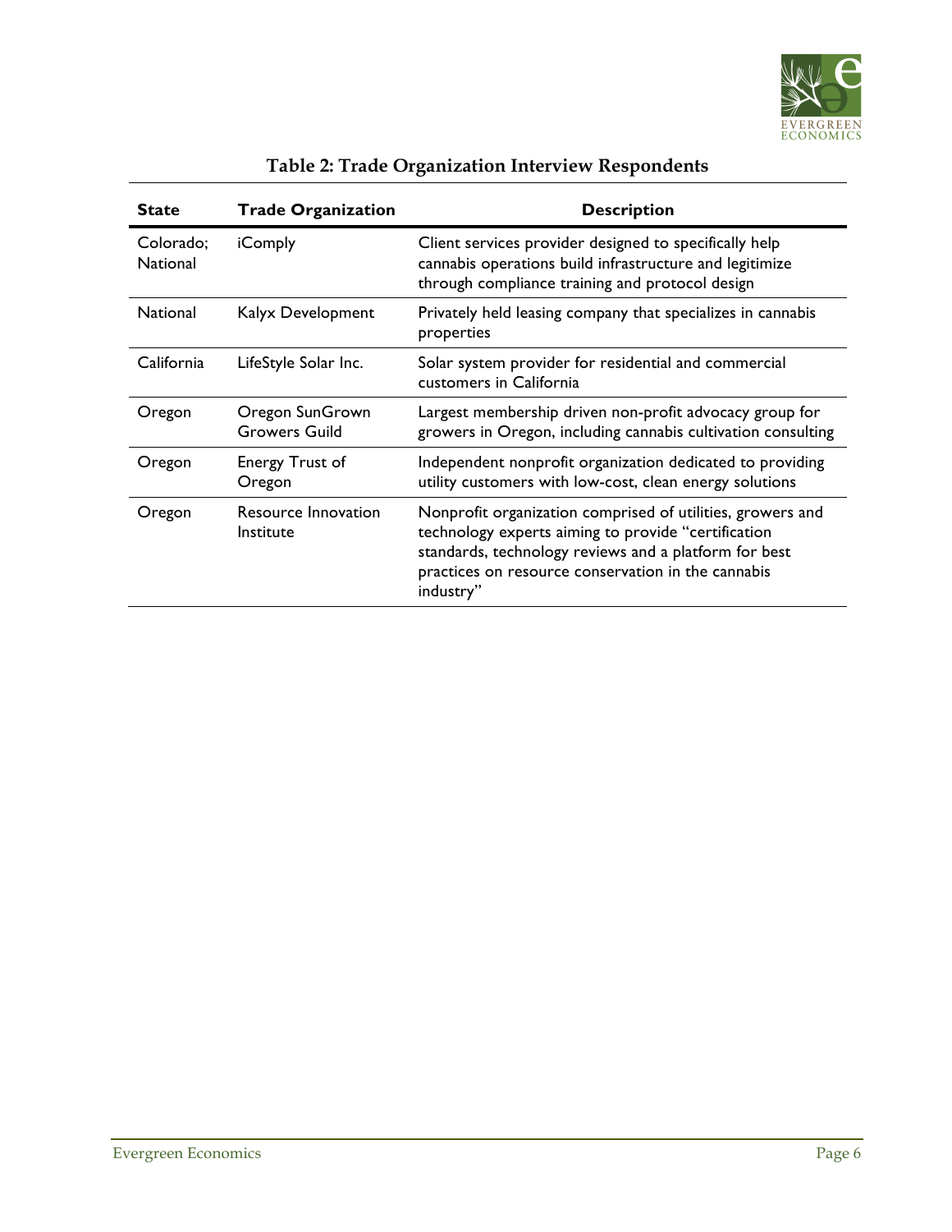**Table 2: Trade Organization Interview Respondents**

| State | Trade Organization | Description |
| --- | --- | --- |
| Colorado; National | iComply | Client services provider designed to specifically help cannabis operations build infrastructure and legitimize through compliance training and protocol design |
| National | Kalyx Development | Privately held leasing company that specializes in cannabis properties |
| California | LifeStyle Solar Inc. | Solar system provider for residential and commercial customers in California |
| Oregon | Oregon SunGrown Growers Guild | Largest membership driven non-profit advocacy group for growers in Oregon, including cannabis cultivation consulting |
| Oregon | Energy Trust of Oregon | Independent nonprofit organization dedicated to providing utility customers with low-cost, clean energy solutions |
| Oregon | Resource Innovation Institute | Nonprofit organization comprised of utilities, growers and technology experts aiming to provide "certification standards, technology reviews and a platform for best practices on resource conservation in the cannabis industry" |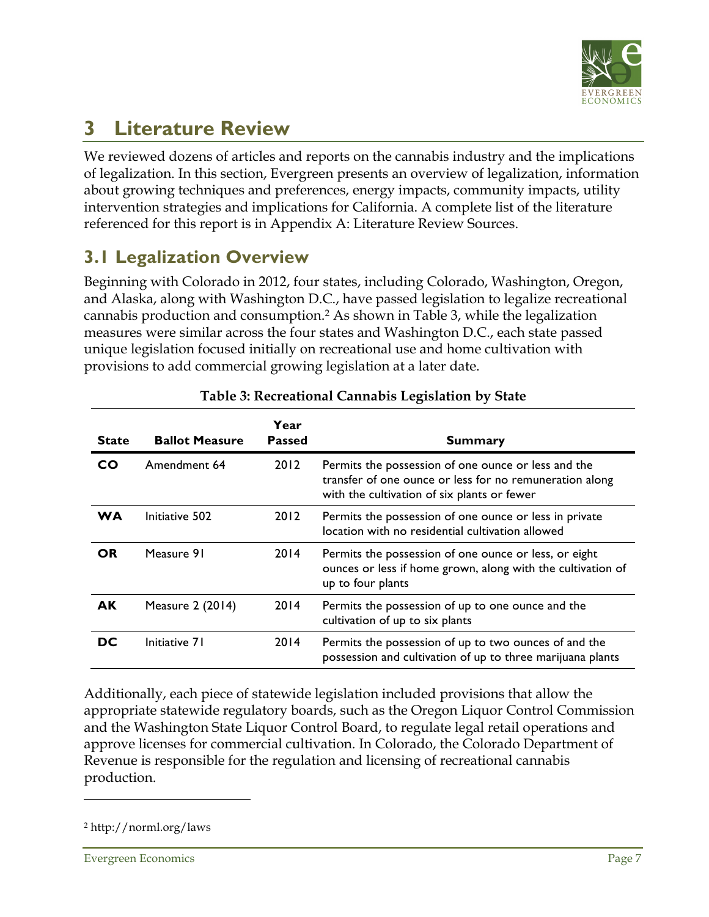# 3 Literature Review

We reviewed dozens of articles and reports on the cannabis industry and the implications of legalization. In this section, Evergreen presents an overview of legalization, information about growing techniques and preferences, energy impacts, community impacts, utility intervention strategies and implications for California. A complete list of the literature referenced for this report is in Appendix A: Literature Review Sources.

## 3.1 Legalization Overview

Beginning with Colorado in 2012, four states, including Colorado, Washington, Oregon, and Alaska, along with Washington D.C., have passed legislation to legalize recreational cannabis production and consumption.[2] As shown in Table 3, while the legalization measures were similar across the four states and Washington D.C., each state passed unique legislation focused initially on recreational use and home cultivation with provisions to add commercial growing legislation at a later date.

**Table 3: Recreational Cannabis Legislation by State**

| State | Ballot Measure | Year Passed | Summary |
|---|---|---|---|
| **CO** | Amendment 64 | 2012 | Permits the possession of one ounce or less and the transfer of one ounce or less for no remuneration along with the cultivation of six plants or fewer |
| **WA** | Initiative 502 | 2012 | Permits the possession of one ounce or less in private location with no residential cultivation allowed |
| **OR** | Measure 91 | 2014 | Permits the possession of one ounce or less, or eight ounces or less if home grown, along with the cultivation of up to four plants |
| **AK** | Measure 2 (2014) | 2014 | Permits the possession of up to one ounce and the cultivation of up to six plants |
| **DC** | Initiative 71 | 2014 | Permits the possession of up to two ounces of and the possession and cultivation of up to three marijuana plants |

Additionally, each piece of statewide legislation included provisions that allow the appropriate statewide regulatory boards, such as the Oregon Liquor Control Commission and the Washington State Liquor Control Board, to regulate legal retail operations and approve licenses for commercial cultivation. In Colorado, the Colorado Department of Revenue is responsible for the regulation and licensing of recreational cannabis production.

[2] http://norml.org/laws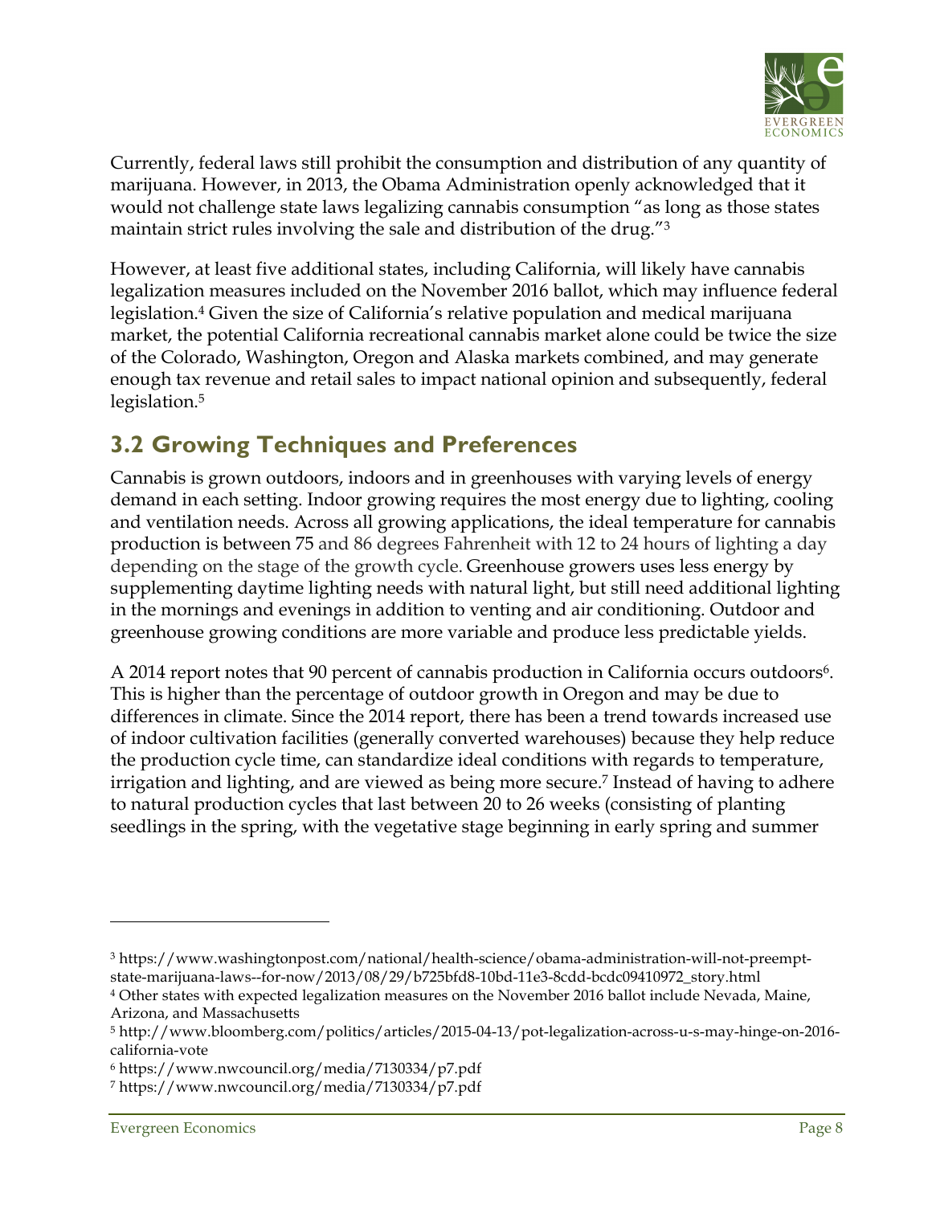Currently, federal laws still prohibit the consumption and distribution of any quantity of marijuana. However, in 2013, the Obama Administration openly acknowledged that it would not challenge state laws legalizing cannabis consumption "as long as those states maintain strict rules involving the sale and distribution of the drug."[3]

However, at least five additional states, including California, will likely have cannabis legalization measures included on the November 2016 ballot, which may influence federal legislation.[4] Given the size of California's relative population and medical marijuana market, the potential California recreational cannabis market alone could be twice the size of the Colorado, Washington, Oregon and Alaska markets combined, and may generate enough tax revenue and retail sales to impact national opinion and subsequently, federal legislation.[5]

## 3.2 Growing Techniques and Preferences

Cannabis is grown outdoors, indoors and in greenhouses with varying levels of energy demand in each setting. Indoor growing requires the most energy due to lighting, cooling and ventilation needs. Across all growing applications, the ideal temperature for cannabis production is between 75 and 86 degrees Fahrenheit with 12 to 24 hours of lighting a day depending on the stage of the growth cycle. Greenhouse growers uses less energy by supplementing daytime lighting needs with natural light, but still need additional lighting in the mornings and evenings in addition to venting and air conditioning. Outdoor and greenhouse growing conditions are more variable and produce less predictable yields.

A 2014 report notes that 90 percent of cannabis production in California occurs outdoors[6]. This is higher than the percentage of outdoor growth in Oregon and may be due to differences in climate. Since the 2014 report, there has been a trend towards increased use of indoor cultivation facilities (generally converted warehouses) because they help reduce the production cycle time, can standardize ideal conditions with regards to temperature, irrigation and lighting, and are viewed as being more secure.[7] Instead of having to adhere to natural production cycles that last between 20 to 26 weeks (consisting of planting seedlings in the spring, with the vegetative stage beginning in early spring and summer

---

[3] https://www.washingtonpost.com/national/health-science/obama-administration-will-not-preempt-state-marijuana-laws--for-now/2013/08/29/b725bfd8-10bd-11e3-8cdd-bcdc09410972_story.html

[4] Other states with expected legalization measures on the November 2016 ballot include Nevada, Maine, Arizona, and Massachusetts

[5] http://www.bloomberg.com/politics/articles/2015-04-13/pot-legalization-across-u-s-may-hinge-on-2016-california-vote

[6] https://www.nwcouncil.org/media/7130334/p7.pdf

[7] https://www.nwcouncil.org/media/7130334/p7.pdf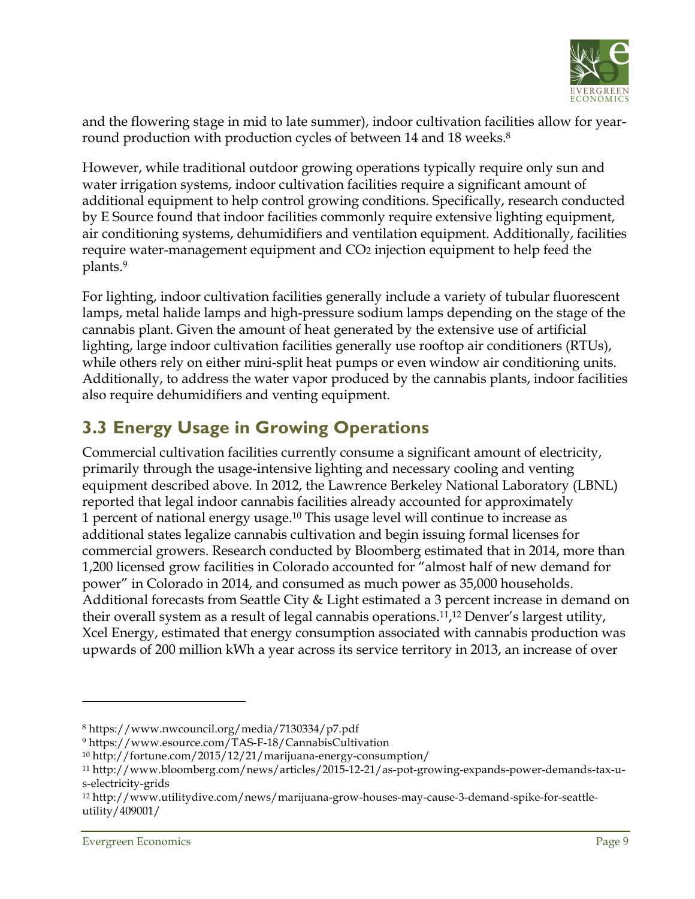and the flowering stage in mid to late summer), indoor cultivation facilities allow for year-round production with production cycles of between 14 and 18 weeks.[8]

However, while traditional outdoor growing operations typically require only sun and water irrigation systems, indoor cultivation facilities require a significant amount of additional equipment to help control growing conditions. Specifically, research conducted by E Source found that indoor facilities commonly require extensive lighting equipment, air conditioning systems, dehumidifiers and ventilation equipment. Additionally, facilities require water-management equipment and $CO_2$ injection equipment to help feed the plants.[9]

For lighting, indoor cultivation facilities generally include a variety of tubular fluorescent lamps, metal halide lamps and high-pressure sodium lamps depending on the stage of the cannabis plant. Given the amount of heat generated by the extensive use of artificial lighting, large indoor cultivation facilities generally use rooftop air conditioners (RTUs), while others rely on either mini-split heat pumps or even window air conditioning units. Additionally, to address the water vapor produced by the cannabis plants, indoor facilities also require dehumidifiers and venting equipment.

## 3.3 Energy Usage in Growing Operations

Commercial cultivation facilities currently consume a significant amount of electricity, primarily through the usage-intensive lighting and necessary cooling and venting equipment described above. In 2012, the Lawrence Berkeley National Laboratory (LBNL) reported that legal indoor cannabis facilities already accounted for approximately 1 percent of national energy usage.[10] This usage level will continue to increase as additional states legalize cannabis cultivation and begin issuing formal licenses for commercial growers. Research conducted by Bloomberg estimated that in 2014, more than 1,200 licensed grow facilities in Colorado accounted for "almost half of new demand for power" in Colorado in 2014, and consumed as much power as 35,000 households. Additional forecasts from Seattle City & Light estimated a 3 percent increase in demand on their overall system as a result of legal cannabis operations.[11],[12] Denver's largest utility, Xcel Energy, estimated that energy consumption associated with cannabis production was upwards of 200 million kWh a year across its service territory in 2013, an increase of over

---

[8] https://www.nwcouncil.org/media/7130334/p7.pdf

[9] https://www.esource.com/TAS-F-18/CannabisCultivation

[10] http://fortune.com/2015/12/21/marijuana-energy-consumption/

[11] http://www.bloomberg.com/news/articles/2015-12-21/as-pot-growing-expands-power-demands-tax-u-s-electricity-grids

[12] http://www.utilitydive.com/news/marijuana-grow-houses-may-cause-3-demand-spike-for-seattle-utility/409001/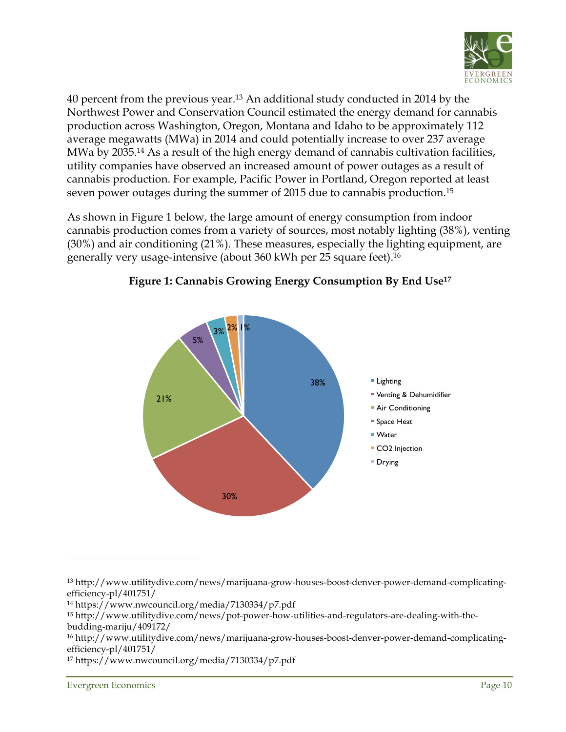40 percent from the previous year.[13] An additional study conducted in 2014 by the Northwest Power and Conservation Council estimated the energy demand for cannabis production across Washington, Oregon, Montana and Idaho to be approximately 112 average megawatts (MWa) in 2014 and could potentially increase to over 237 average MWa by 2035.[14] As a result of the high energy demand of cannabis cultivation facilities, utility companies have observed an increased amount of power outages as a result of cannabis production. For example, Pacific Power in Portland, Oregon reported at least seven power outages during the summer of 2015 due to cannabis production.[15]

As shown in Figure 1 below, the large amount of energy consumption from indoor cannabis production comes from a variety of sources, most notably lighting (38%), venting (30%) and air conditioning (21%). These measures, especially the lighting equipment, are generally very usage-intensive (about 360 kWh per 25 square feet).[16]

**Figure 1: Cannabis Growing Energy Consumption By End Use[17]**

| End Use | Share |
|---|---|
| Lighting | 38% |
| Venting & Dehumidifier | 30% |
| Air Conditioning | 21% |
| Space Heat | 5% |
| Water | 3% |
| CO2 Injection | 2% |
| Drying | 1% |

---

[13] http://www.utilitydive.com/news/marijuana-grow-houses-boost-denver-power-demand-complicating-efficiency-pl/401751/

[14] https://www.nwcouncil.org/media/7130334/p7.pdf

[15] http://www.utilitydive.com/news/pot-power-how-utilities-and-regulators-are-dealing-with-the-budding-mariju/409172/

[16] http://www.utilitydive.com/news/marijuana-grow-houses-boost-denver-power-demand-complicating-efficiency-pl/401751/

[17] https://www.nwcouncil.org/media/7130334/p7.pdf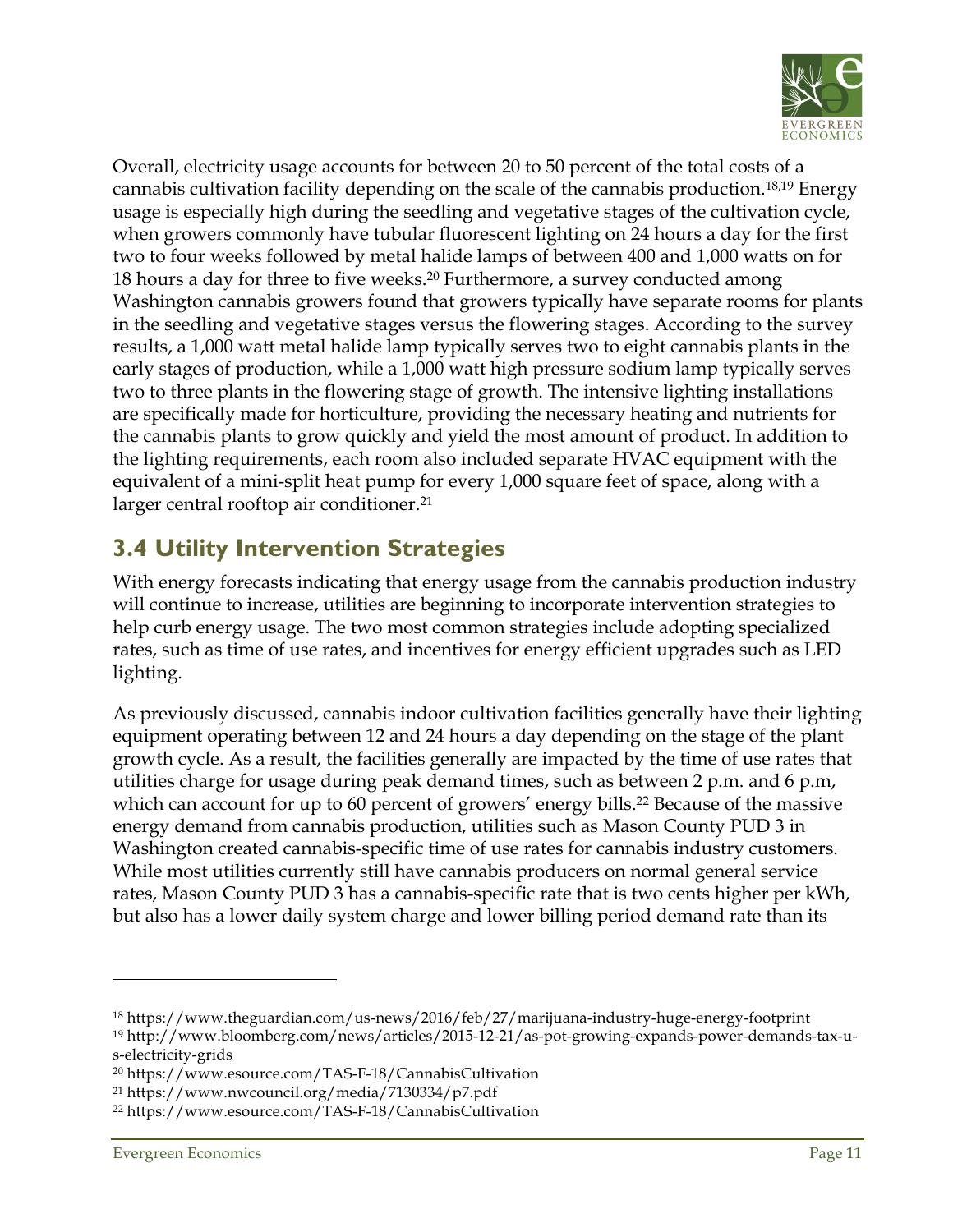Overall, electricity usage accounts for between 20 to 50 percent of the total costs of a cannabis cultivation facility depending on the scale of the cannabis production.[18,19] Energy usage is especially high during the seedling and vegetative stages of the cultivation cycle, when growers commonly have tubular fluorescent lighting on 24 hours a day for the first two to four weeks followed by metal halide lamps of between 400 and 1,000 watts on for 18 hours a day for three to five weeks.[20] Furthermore, a survey conducted among Washington cannabis growers found that growers typically have separate rooms for plants in the seedling and vegetative stages versus the flowering stages. According to the survey results, a 1,000 watt metal halide lamp typically serves two to eight cannabis plants in the early stages of production, while a 1,000 watt high pressure sodium lamp typically serves two to three plants in the flowering stage of growth. The intensive lighting installations are specifically made for horticulture, providing the necessary heating and nutrients for the cannabis plants to grow quickly and yield the most amount of product. In addition to the lighting requirements, each room also included separate HVAC equipment with the equivalent of a mini-split heat pump for every 1,000 square feet of space, along with a larger central rooftop air conditioner.[21]

## 3.4 Utility Intervention Strategies

With energy forecasts indicating that energy usage from the cannabis production industry will continue to increase, utilities are beginning to incorporate intervention strategies to help curb energy usage. The two most common strategies include adopting specialized rates, such as time of use rates, and incentives for energy efficient upgrades such as LED lighting.

As previously discussed, cannabis indoor cultivation facilities generally have their lighting equipment operating between 12 and 24 hours a day depending on the stage of the plant growth cycle. As a result, the facilities generally are impacted by the time of use rates that utilities charge for usage during peak demand times, such as between 2 p.m. and 6 p.m, which can account for up to 60 percent of growers' energy bills.[22] Because of the massive energy demand from cannabis production, utilities such as Mason County PUD 3 in Washington created cannabis-specific time of use rates for cannabis industry customers. While most utilities currently still have cannabis producers on normal general service rates, Mason County PUD 3 has a cannabis-specific rate that is two cents higher per kWh, but also has a lower daily system charge and lower billing period demand rate than its

---

[18] https://www.theguardian.com/us-news/2016/feb/27/marijuana-industry-huge-energy-footprint

[19] http://www.bloomberg.com/news/articles/2015-12-21/as-pot-growing-expands-power-demands-tax-u-s-electricity-grids

[20] https://www.esource.com/TAS-F-18/CannabisCultivation

[21] https://www.nwcouncil.org/media/7130334/p7.pdf

[22] https://www.esource.com/TAS-F-18/CannabisCultivation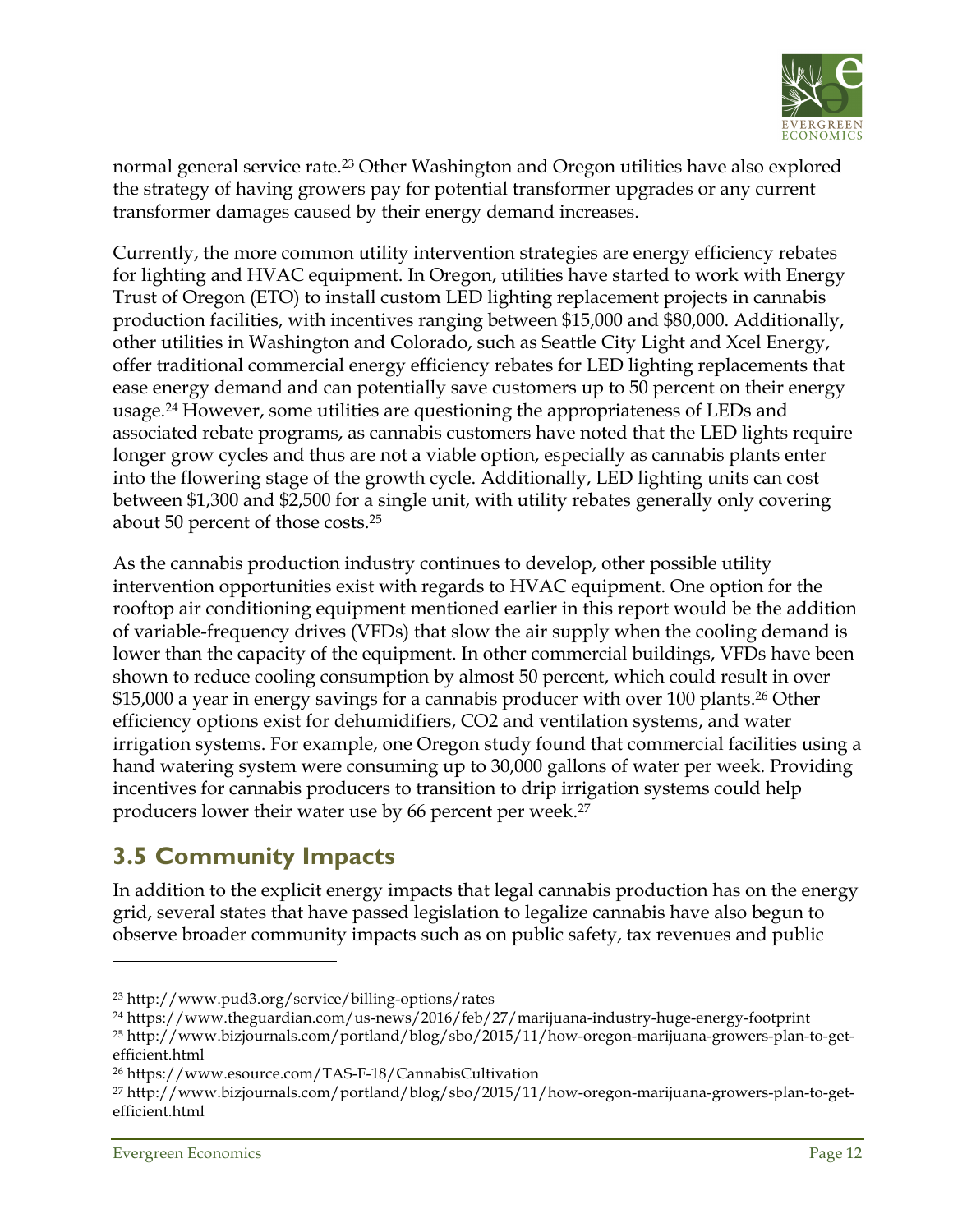normal general service rate.[23] Other Washington and Oregon utilities have also explored the strategy of having growers pay for potential transformer upgrades or any current transformer damages caused by their energy demand increases.

Currently, the more common utility intervention strategies are energy efficiency rebates for lighting and HVAC equipment. In Oregon, utilities have started to work with Energy Trust of Oregon (ETO) to install custom LED lighting replacement projects in cannabis production facilities, with incentives ranging between $15,000 and $80,000. Additionally, other utilities in Washington and Colorado, such as Seattle City Light and Xcel Energy, offer traditional commercial energy efficiency rebates for LED lighting replacements that ease energy demand and can potentially save customers up to 50 percent on their energy usage.[24] However, some utilities are questioning the appropriateness of LEDs and associated rebate programs, as cannabis customers have noted that the LED lights require longer grow cycles and thus are not a viable option, especially as cannabis plants enter into the flowering stage of the growth cycle. Additionally, LED lighting units can cost between $1,300 and $2,500 for a single unit, with utility rebates generally only covering about 50 percent of those costs.[25]

As the cannabis production industry continues to develop, other possible utility intervention opportunities exist with regards to HVAC equipment. One option for the rooftop air conditioning equipment mentioned earlier in this report would be the addition of variable-frequency drives (VFDs) that slow the air supply when the cooling demand is lower than the capacity of the equipment. In other commercial buildings, VFDs have been shown to reduce cooling consumption by almost 50 percent, which could result in over $15,000 a year in energy savings for a cannabis producer with over 100 plants.[26] Other efficiency options exist for dehumidifiers, $CO_2$ and ventilation systems, and water irrigation systems. For example, one Oregon study found that commercial facilities using a hand watering system were consuming up to 30,000 gallons of water per week. Providing incentives for cannabis producers to transition to drip irrigation systems could help producers lower their water use by 66 percent per week.[27]

## 3.5 Community Impacts

In addition to the explicit energy impacts that legal cannabis production has on the energy grid, several states that have passed legislation to legalize cannabis have also begun to observe broader community impacts such as on public safety, tax revenues and public

---

[23] http://www.pud3.org/service/billing-options/rates

[24] https://www.theguardian.com/us-news/2016/feb/27/marijuana-industry-huge-energy-footprint

[25] http://www.bizjournals.com/portland/blog/sbo/2015/11/how-oregon-marijuana-growers-plan-to-get-efficient.html

[26] https://www.esource.com/TAS-F-18/CannabisCultivation

[27] http://www.bizjournals.com/portland/blog/sbo/2015/11/how-oregon-marijuana-growers-plan-to-get-efficient.html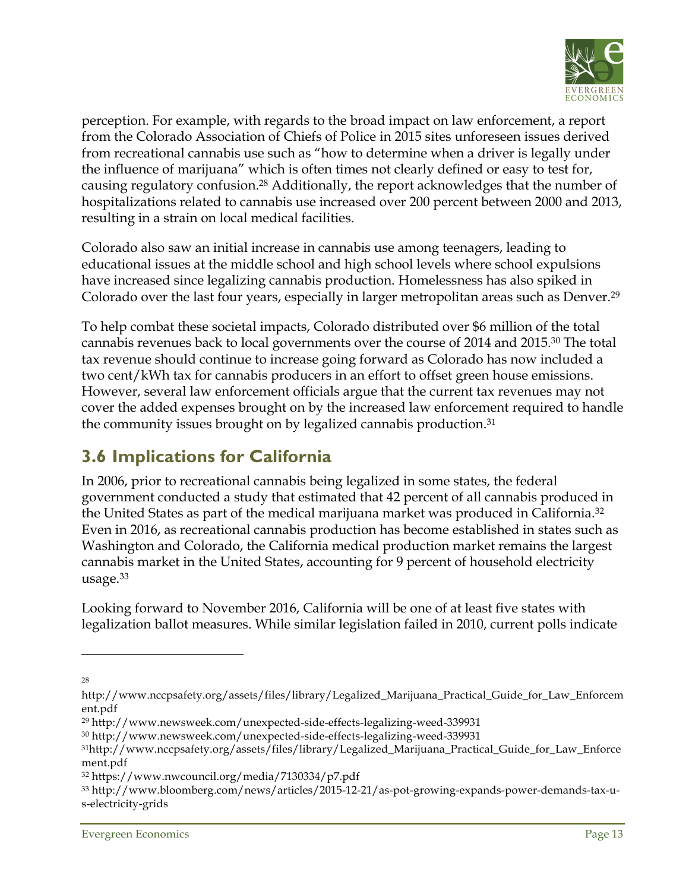perception. For example, with regards to the broad impact on law enforcement, a report from the Colorado Association of Chiefs of Police in 2015 sites unforeseen issues derived from recreational cannabis use such as "how to determine when a driver is legally under the influence of marijuana" which is often times not clearly defined or easy to test for, causing regulatory confusion.[28] Additionally, the report acknowledges that the number of hospitalizations related to cannabis use increased over 200 percent between 2000 and 2013, resulting in a strain on local medical facilities.

Colorado also saw an initial increase in cannabis use among teenagers, leading to educational issues at the middle school and high school levels where school expulsions have increased since legalizing cannabis production. Homelessness has also spiked in Colorado over the last four years, especially in larger metropolitan areas such as Denver.[29]

To help combat these societal impacts, Colorado distributed over $6 million of the total cannabis revenues back to local governments over the course of 2014 and 2015.[30] The total tax revenue should continue to increase going forward as Colorado has now included a two cent/kWh tax for cannabis producers in an effort to offset green house emissions. However, several law enforcement officials argue that the current tax revenues may not cover the added expenses brought on by the increased law enforcement required to handle the community issues brought on by legalized cannabis production.[31]

## 3.6 Implications for California

In 2006, prior to recreational cannabis being legalized in some states, the federal government conducted a study that estimated that 42 percent of all cannabis produced in the United States as part of the medical marijuana market was produced in California.[32] Even in 2016, as recreational cannabis production has become established in states such as Washington and Colorado, the California medical production market remains the largest cannabis market in the United States, accounting for 9 percent of household electricity usage.[33]

Looking forward to November 2016, California will be one of at least five states with legalization ballot measures. While similar legislation failed in 2010, current polls indicate

---

[28] http://www.nccpsafety.org/assets/files/library/Legalized_Marijuana_Practical_Guide_for_Law_Enforcement.pdf

[29] http://www.newsweek.com/unexpected-side-effects-legalizing-weed-339931

[30] http://www.newsweek.com/unexpected-side-effects-legalizing-weed-339931

[31] http://www.nccpsafety.org/assets/files/library/Legalized_Marijuana_Practical_Guide_for_Law_Enforcement.pdf

[32] https://www.nwcouncil.org/media/7130334/p7.pdf

[33] http://www.bloomberg.com/news/articles/2015-12-21/as-pot-growing-expands-power-demands-tax-u-s-electricity-grids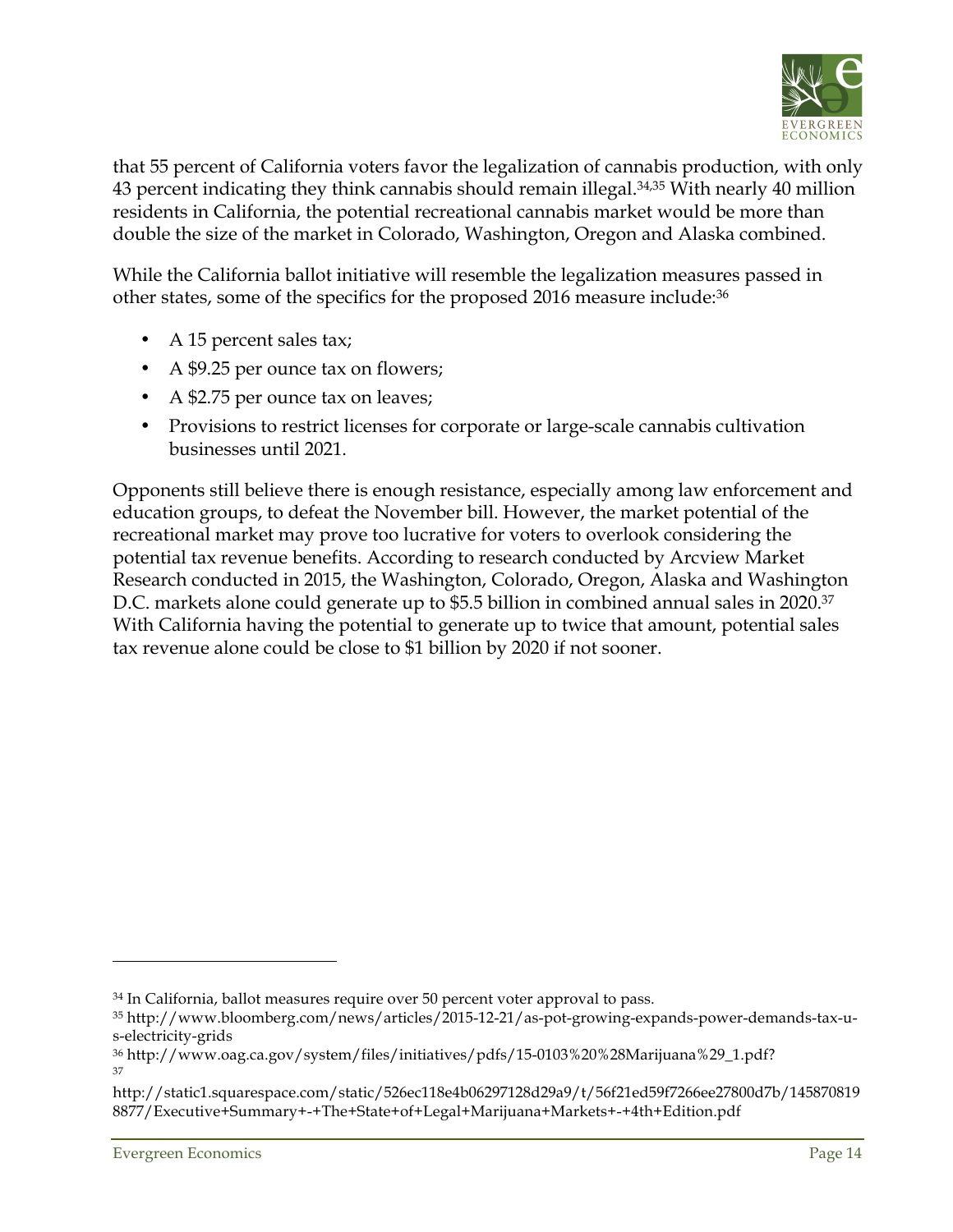that 55 percent of California voters favor the legalization of cannabis production, with only 43 percent indicating they think cannabis should remain illegal.[34,35] With nearly 40 million residents in California, the potential recreational cannabis market would be more than double the size of the market in Colorado, Washington, Oregon and Alaska combined.

While the California ballot initiative will resemble the legalization measures passed in other states, some of the specifics for the proposed 2016 measure include:[36]

- A 15 percent sales tax;
- A $9.25 per ounce tax on flowers;
- A $2.75 per ounce tax on leaves;
- Provisions to restrict licenses for corporate or large-scale cannabis cultivation businesses until 2021.

Opponents still believe there is enough resistance, especially among law enforcement and education groups, to defeat the November bill. However, the market potential of the recreational market may prove too lucrative for voters to overlook considering the potential tax revenue benefits. According to research conducted by Arcview Market Research conducted in 2015, the Washington, Colorado, Oregon, Alaska and Washington D.C. markets alone could generate up to $5.5 billion in combined annual sales in 2020.[37] With California having the potential to generate up to twice that amount, potential sales tax revenue alone could be close to $1 billion by 2020 if not sooner.

---

[34] In California, ballot measures require over 50 percent voter approval to pass.

[35] http://www.bloomberg.com/news/articles/2015-12-21/as-pot-growing-expands-power-demands-tax-u-s-electricity-grids

[36] http://www.oag.ca.gov/system/files/initiatives/pdfs/15-0103%20%28Marijuana%29_1.pdf?

[37] http://static1.squarespace.com/static/526ec118e4b06297128d29a9/t/56f21ed59f7266ee27800d7b/1458708198877/Executive+Summary+-+The+State+of+Legal+Marijuana+Markets+-+4th+Edition.pdf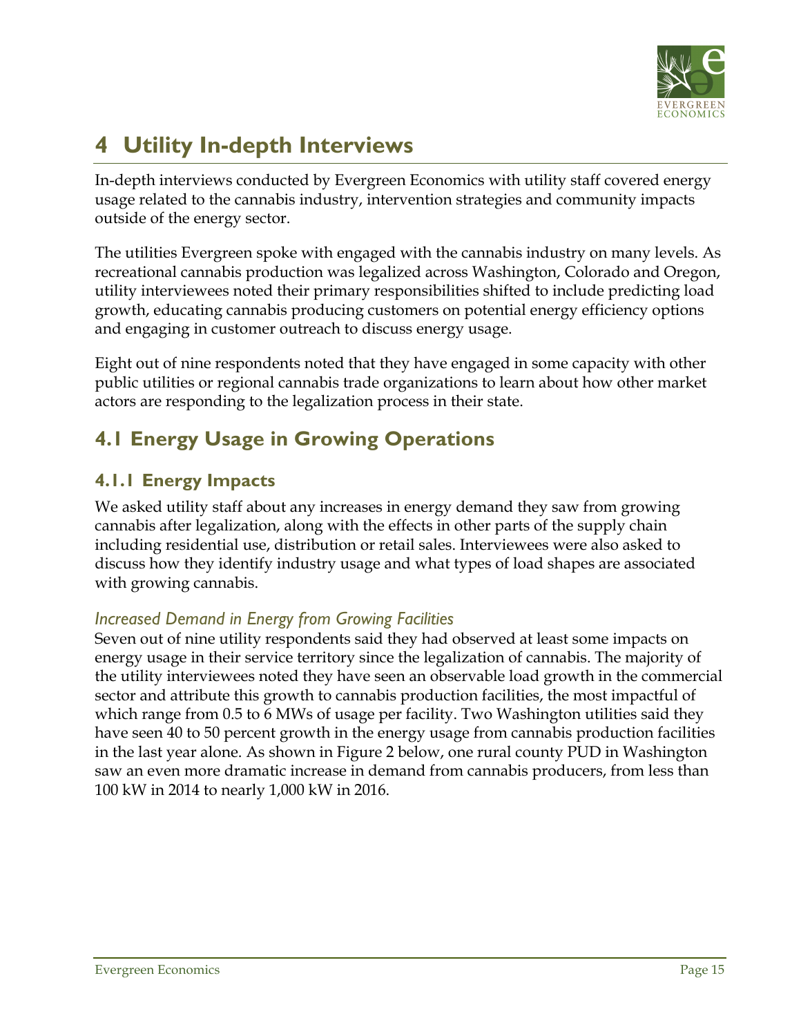# 4 Utility In-depth Interviews

In-depth interviews conducted by Evergreen Economics with utility staff covered energy usage related to the cannabis industry, intervention strategies and community impacts outside of the energy sector.

The utilities Evergreen spoke with engaged with the cannabis industry on many levels. As recreational cannabis production was legalized across Washington, Colorado and Oregon, utility interviewees noted their primary responsibilities shifted to include predicting load growth, educating cannabis producing customers on potential energy efficiency options and engaging in customer outreach to discuss energy usage.

Eight out of nine respondents noted that they have engaged in some capacity with other public utilities or regional cannabis trade organizations to learn about how other market actors are responding to the legalization process in their state.

## 4.1 Energy Usage in Growing Operations

### 4.1.1 Energy Impacts

We asked utility staff about any increases in energy demand they saw from growing cannabis after legalization, along with the effects in other parts of the supply chain including residential use, distribution or retail sales. Interviewees were also asked to discuss how they identify industry usage and what types of load shapes are associated with growing cannabis.

*Increased Demand in Energy from Growing Facilities*

Seven out of nine utility respondents said they had observed at least some impacts on energy usage in their service territory since the legalization of cannabis. The majority of the utility interviewees noted they have seen an observable load growth in the commercial sector and attribute this growth to cannabis production facilities, the most impactful of which range from 0.5 to 6 MWs of usage per facility. Two Washington utilities said they have seen 40 to 50 percent growth in the energy usage from cannabis production facilities in the last year alone. As shown in Figure 2 below, one rural county PUD in Washington saw an even more dramatic increase in demand from cannabis producers, from less than 100 kW in 2014 to nearly 1,000 kW in 2016.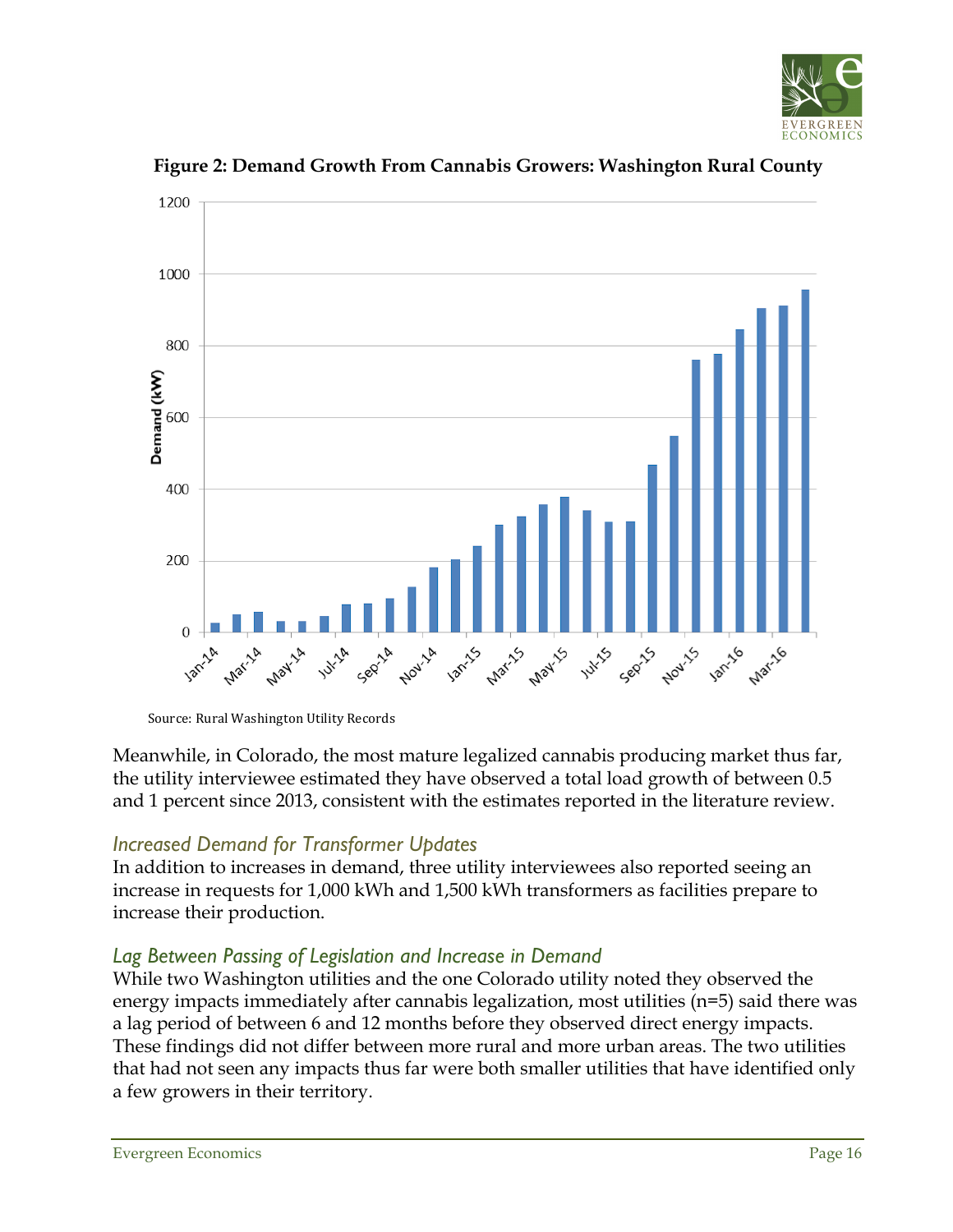**Figure 2: Demand Growth From Cannabis Growers: Washington Rural County**

Source: Rural Washington Utility Records

Meanwhile, in Colorado, the most mature legalized cannabis producing market thus far, the utility interviewee estimated they have observed a total load growth of between 0.5 and 1 percent since 2013, consistent with the estimates reported in the literature review.

### *Increased Demand for Transformer Updates*

In addition to increases in demand, three utility interviewees also reported seeing an increase in requests for 1,000 kWh and 1,500 kWh transformers as facilities prepare to increase their production.

### *Lag Between Passing of Legislation and Increase in Demand*

While two Washington utilities and the one Colorado utility noted they observed the energy impacts immediately after cannabis legalization, most utilities (n=5) said there was a lag period of between 6 and 12 months before they observed direct energy impacts. These findings did not differ between more rural and more urban areas. The two utilities that had not seen any impacts thus far were both smaller utilities that have identified only a few growers in their territory.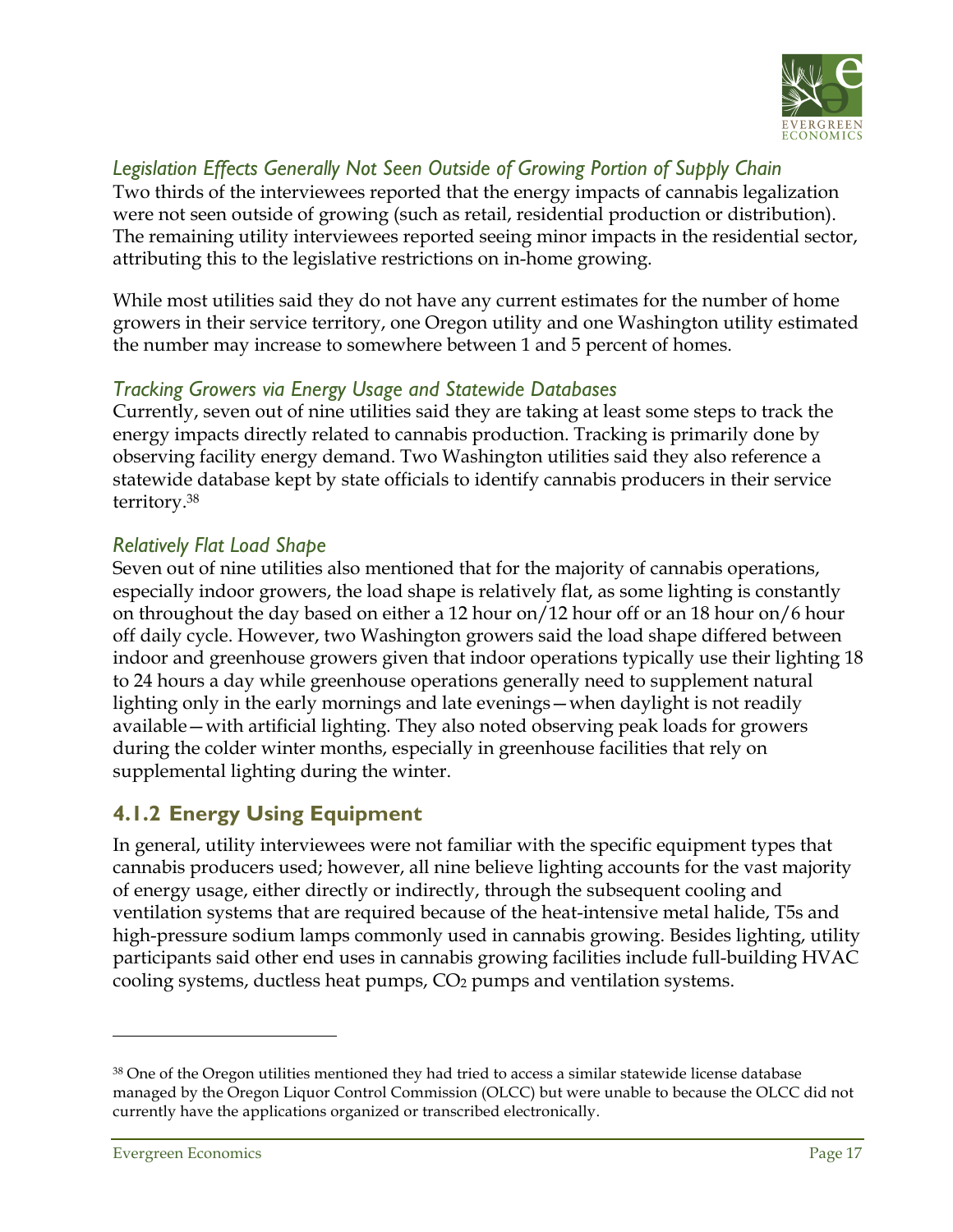### *Legislation Effects Generally Not Seen Outside of Growing Portion of Supply Chain*

Two thirds of the interviewees reported that the energy impacts of cannabis legalization were not seen outside of growing (such as retail, residential production or distribution). The remaining utility interviewees reported seeing minor impacts in the residential sector, attributing this to the legislative restrictions on in-home growing.

While most utilities said they do not have any current estimates for the number of home growers in their service territory, one Oregon utility and one Washington utility estimated the number may increase to somewhere between 1 and 5 percent of homes.

### *Tracking Growers via Energy Usage and Statewide Databases*

Currently, seven out of nine utilities said they are taking at least some steps to track the energy impacts directly related to cannabis production. Tracking is primarily done by observing facility energy demand. Two Washington utilities said they also reference a statewide database kept by state officials to identify cannabis producers in their service territory.[38]

### *Relatively Flat Load Shape*

Seven out of nine utilities also mentioned that for the majority of cannabis operations, especially indoor growers, the load shape is relatively flat, as some lighting is constantly on throughout the day based on either a 12 hour on/12 hour off or an 18 hour on/6 hour off daily cycle. However, two Washington growers said the load shape differed between indoor and greenhouse growers given that indoor operations typically use their lighting 18 to 24 hours a day while greenhouse operations generally need to supplement natural lighting only in the early mornings and late evenings—when daylight is not readily available—with artificial lighting. They also noted observing peak loads for growers during the colder winter months, especially in greenhouse facilities that rely on supplemental lighting during the winter.

## 4.1.2 Energy Using Equipment

In general, utility interviewees were not familiar with the specific equipment types that cannabis producers used; however, all nine believe lighting accounts for the vast majority of energy usage, either directly or indirectly, through the subsequent cooling and ventilation systems that are required because of the heat-intensive metal halide, T5s and high-pressure sodium lamps commonly used in cannabis growing. Besides lighting, utility participants said other end uses in cannabis growing facilities include full-building HVAC cooling systems, ductless heat pumps, $CO_2$ pumps and ventilation systems.

---

[38] One of the Oregon utilities mentioned they had tried to access a similar statewide license database managed by the Oregon Liquor Control Commission (OLCC) but were unable to because the OLCC did not currently have the applications organized or transcribed electronically.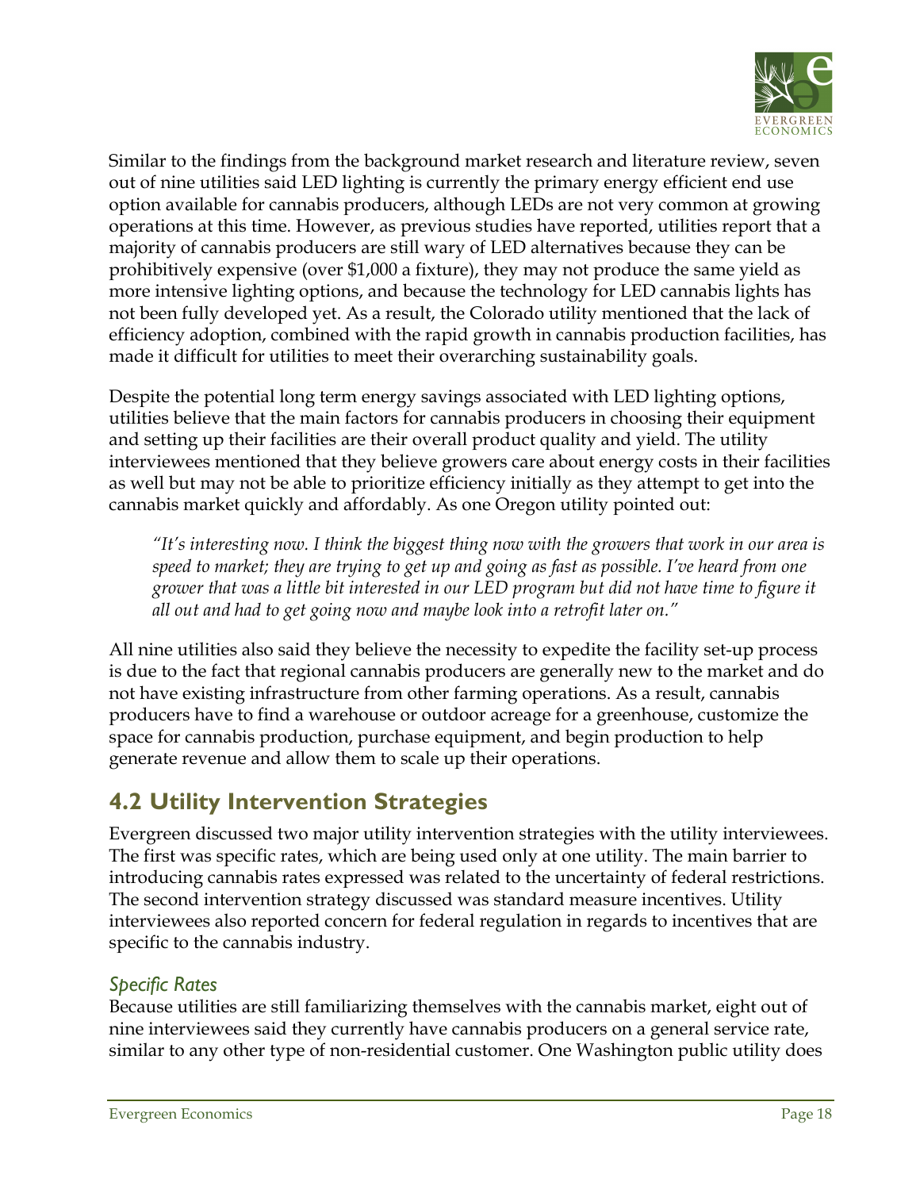Similar to the findings from the background market research and literature review, seven out of nine utilities said LED lighting is currently the primary energy efficient end use option available for cannabis producers, although LEDs are not very common at growing operations at this time. However, as previous studies have reported, utilities report that a majority of cannabis producers are still wary of LED alternatives because they can be prohibitively expensive (over $1,000 a fixture), they may not produce the same yield as more intensive lighting options, and because the technology for LED cannabis lights has not been fully developed yet. As a result, the Colorado utility mentioned that the lack of efficiency adoption, combined with the rapid growth in cannabis production facilities, has made it difficult for utilities to meet their overarching sustainability goals.

Despite the potential long term energy savings associated with LED lighting options, utilities believe that the main factors for cannabis producers in choosing their equipment and setting up their facilities are their overall product quality and yield. The utility interviewees mentioned that they believe growers care about energy costs in their facilities as well but may not be able to prioritize efficiency initially as they attempt to get into the cannabis market quickly and affordably. As one Oregon utility pointed out:

> *"It's interesting now. I think the biggest thing now with the growers that work in our area is speed to market; they are trying to get up and going as fast as possible. I've heard from one grower that was a little bit interested in our LED program but did not have time to figure it all out and had to get going now and maybe look into a retrofit later on."*

All nine utilities also said they believe the necessity to expedite the facility set-up process is due to the fact that regional cannabis producers are generally new to the market and do not have existing infrastructure from other farming operations. As a result, cannabis producers have to find a warehouse or outdoor acreage for a greenhouse, customize the space for cannabis production, purchase equipment, and begin production to help generate revenue and allow them to scale up their operations.

## 4.2 Utility Intervention Strategies

Evergreen discussed two major utility intervention strategies with the utility interviewees. The first was specific rates, which are being used only at one utility. The main barrier to introducing cannabis rates expressed was related to the uncertainty of federal restrictions. The second intervention strategy discussed was standard measure incentives. Utility interviewees also reported concern for federal regulation in regards to incentives that are specific to the cannabis industry.

### *Specific Rates*

Because utilities are still familiarizing themselves with the cannabis market, eight out of nine interviewees said they currently have cannabis producers on a general service rate, similar to any other type of non-residential customer. One Washington public utility does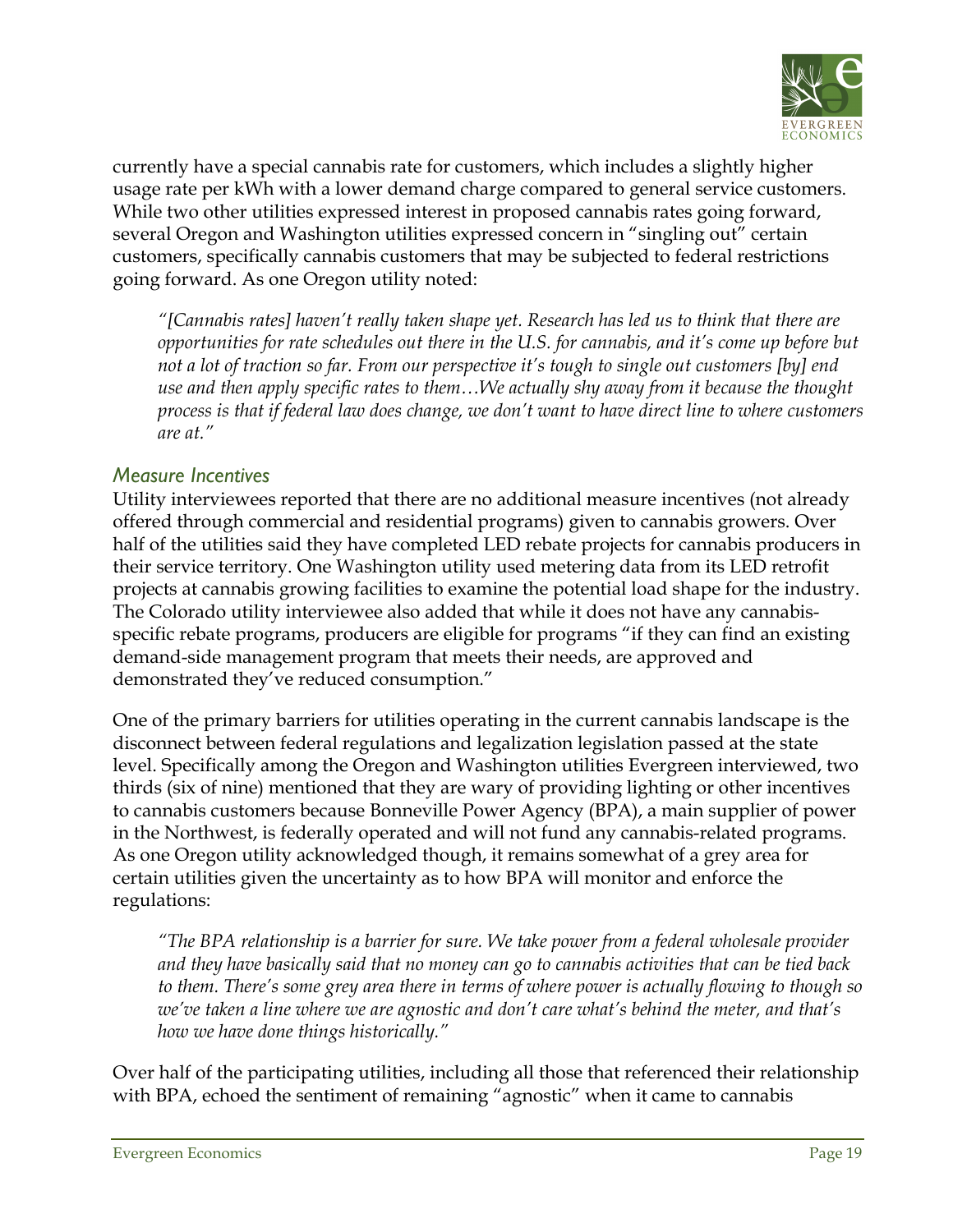currently have a special cannabis rate for customers, which includes a slightly higher usage rate per kWh with a lower demand charge compared to general service customers. While two other utilities expressed interest in proposed cannabis rates going forward, several Oregon and Washington utilities expressed concern in "singling out" certain customers, specifically cannabis customers that may be subjected to federal restrictions going forward. As one Oregon utility noted:

> *"[Cannabis rates] haven't really taken shape yet. Research has led us to think that there are opportunities for rate schedules out there in the U.S. for cannabis, and it's come up before but not a lot of traction so far. From our perspective it's tough to single out customers [by] end use and then apply specific rates to them…We actually shy away from it because the thought process is that if federal law does change, we don't want to have direct line to where customers are at."*

### *Measure Incentives*

Utility interviewees reported that there are no additional measure incentives (not already offered through commercial and residential programs) given to cannabis growers. Over half of the utilities said they have completed LED rebate projects for cannabis producers in their service territory. One Washington utility used metering data from its LED retrofit projects at cannabis growing facilities to examine the potential load shape for the industry. The Colorado utility interviewee also added that while it does not have any cannabis-specific rebate programs, producers are eligible for programs "if they can find an existing demand-side management program that meets their needs, are approved and demonstrated they've reduced consumption."

One of the primary barriers for utilities operating in the current cannabis landscape is the disconnect between federal regulations and legalization legislation passed at the state level. Specifically among the Oregon and Washington utilities Evergreen interviewed, two thirds (six of nine) mentioned that they are wary of providing lighting or other incentives to cannabis customers because Bonneville Power Agency (BPA), a main supplier of power in the Northwest, is federally operated and will not fund any cannabis-related programs. As one Oregon utility acknowledged though, it remains somewhat of a grey area for certain utilities given the uncertainty as to how BPA will monitor and enforce the regulations:

> *"The BPA relationship is a barrier for sure. We take power from a federal wholesale provider and they have basically said that no money can go to cannabis activities that can be tied back to them. There's some grey area there in terms of where power is actually flowing to though so we've taken a line where we are agnostic and don't care what's behind the meter, and that's how we have done things historically."*

Over half of the participating utilities, including all those that referenced their relationship with BPA, echoed the sentiment of remaining "agnostic" when it came to cannabis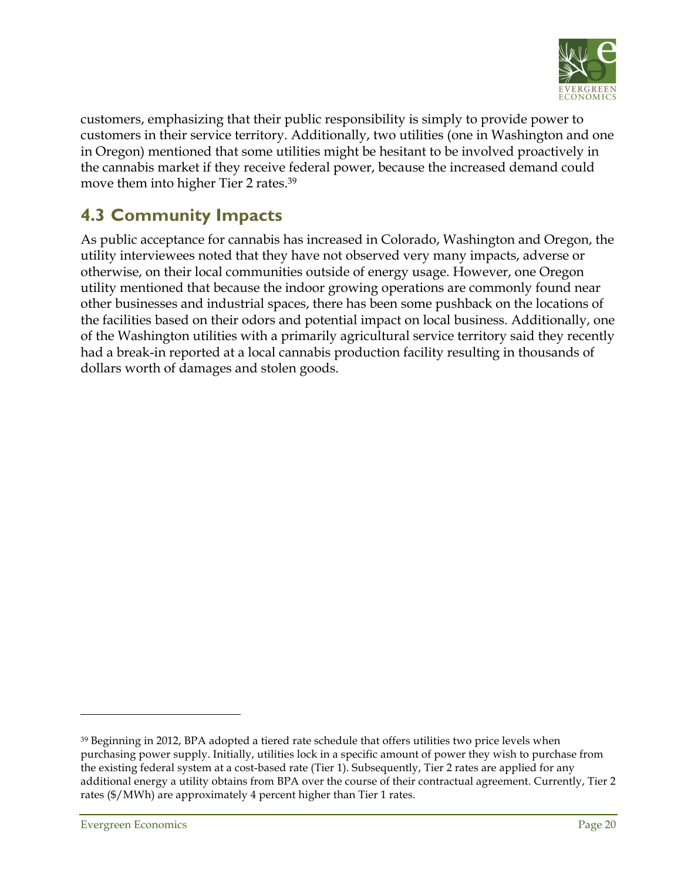customers, emphasizing that their public responsibility is simply to provide power to customers in their service territory. Additionally, two utilities (one in Washington and one in Oregon) mentioned that some utilities might be hesitant to be involved proactively in the cannabis market if they receive federal power, because the increased demand could move them into higher Tier 2 rates.[39]

## 4.3 Community Impacts

As public acceptance for cannabis has increased in Colorado, Washington and Oregon, the utility interviewees noted that they have not observed very many impacts, adverse or otherwise, on their local communities outside of energy usage. However, one Oregon utility mentioned that because the indoor growing operations are commonly found near other businesses and industrial spaces, there has been some pushback on the locations of the facilities based on their odors and potential impact on local business. Additionally, one of the Washington utilities with a primarily agricultural service territory said they recently had a break-in reported at a local cannabis production facility resulting in thousands of dollars worth of damages and stolen goods.

---

[39] Beginning in 2012, BPA adopted a tiered rate schedule that offers utilities two price levels when purchasing power supply. Initially, utilities lock in a specific amount of power they wish to purchase from the existing federal system at a cost-based rate (Tier 1). Subsequently, Tier 2 rates are applied for any additional energy a utility obtains from BPA over the course of their contractual agreement. Currently, Tier 2 rates ($/MWh) are approximately 4 percent higher than Tier 1 rates.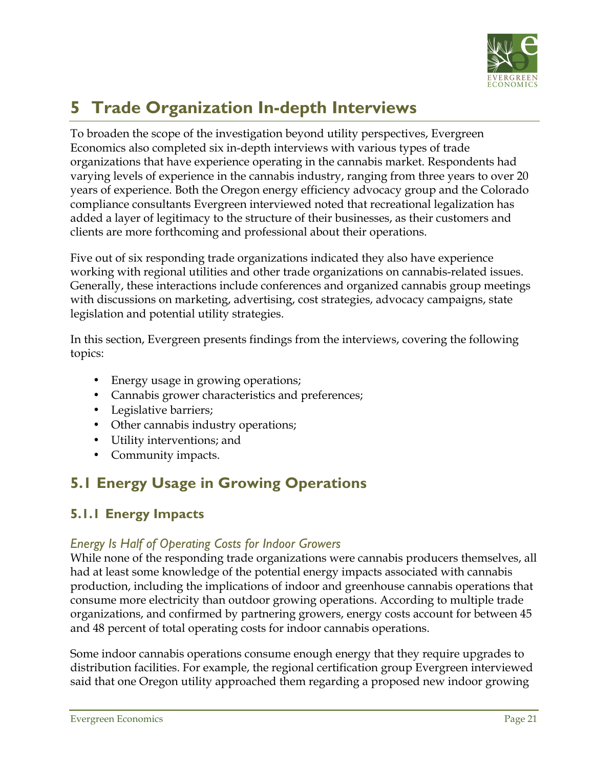# 5 Trade Organization In-depth Interviews

To broaden the scope of the investigation beyond utility perspectives, Evergreen Economics also completed six in-depth interviews with various types of trade organizations that have experience operating in the cannabis market. Respondents had varying levels of experience in the cannabis industry, ranging from three years to over 20 years of experience. Both the Oregon energy efficiency advocacy group and the Colorado compliance consultants Evergreen interviewed noted that recreational legalization has added a layer of legitimacy to the structure of their businesses, as their customers and clients are more forthcoming and professional about their operations.

Five out of six responding trade organizations indicated they also have experience working with regional utilities and other trade organizations on cannabis-related issues. Generally, these interactions include conferences and organized cannabis group meetings with discussions on marketing, advertising, cost strategies, advocacy campaigns, state legislation and potential utility strategies.

In this section, Evergreen presents findings from the interviews, covering the following topics:

- Energy usage in growing operations;
- Cannabis grower characteristics and preferences;
- Legislative barriers;
- Other cannabis industry operations;
- Utility interventions; and
- Community impacts.

## 5.1 Energy Usage in Growing Operations

### 5.1.1 Energy Impacts

*Energy Is Half of Operating Costs for Indoor Growers*

While none of the responding trade organizations were cannabis producers themselves, all had at least some knowledge of the potential energy impacts associated with cannabis production, including the implications of indoor and greenhouse cannabis operations that consume more electricity than outdoor growing operations. According to multiple trade organizations, and confirmed by partnering growers, energy costs account for between 45 and 48 percent of total operating costs for indoor cannabis operations.

Some indoor cannabis operations consume enough energy that they require upgrades to distribution facilities. For example, the regional certification group Evergreen interviewed said that one Oregon utility approached them regarding a proposed new indoor growing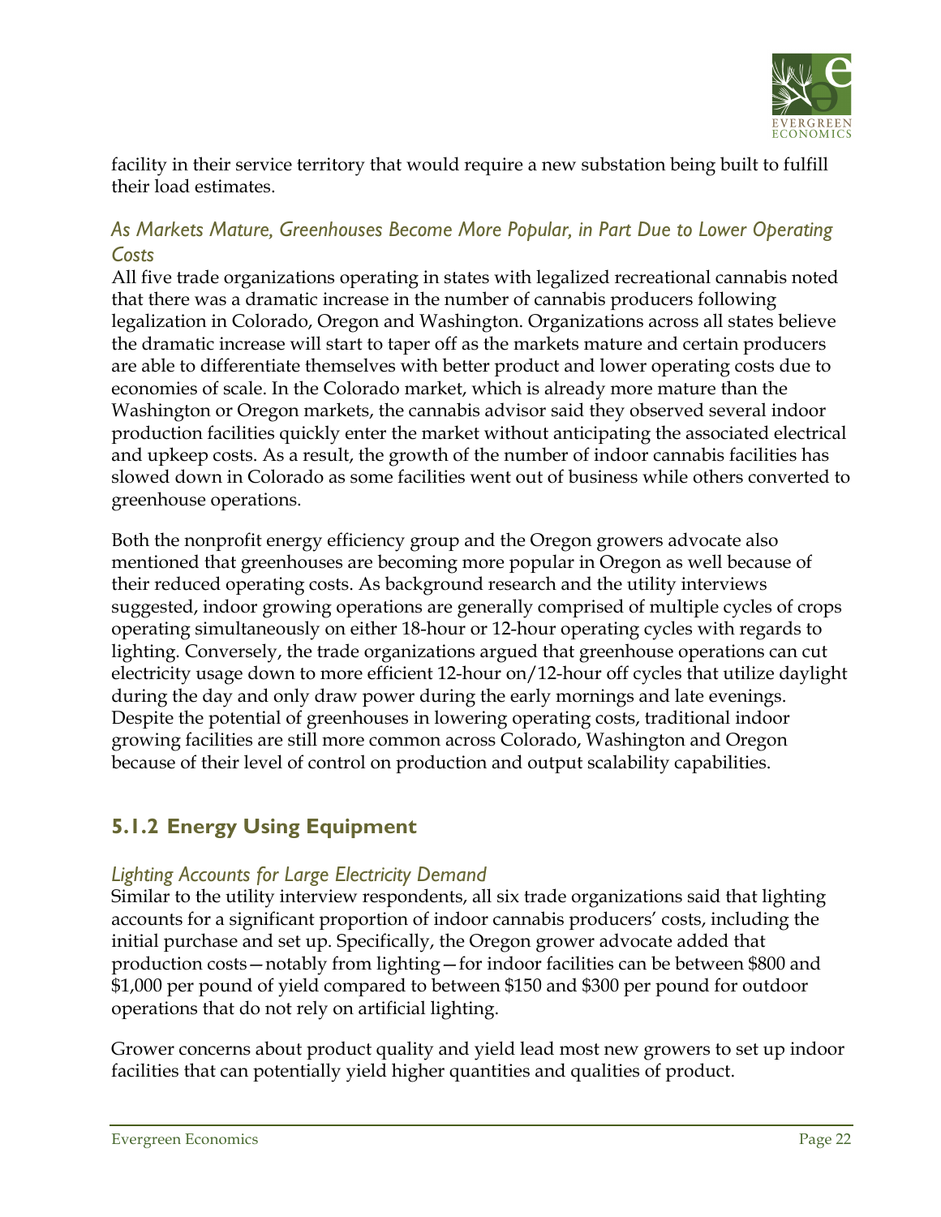facility in their service territory that would require a new substation being built to fulfill their load estimates.

### *As Markets Mature, Greenhouses Become More Popular, in Part Due to Lower Operating Costs*

All five trade organizations operating in states with legalized recreational cannabis noted that there was a dramatic increase in the number of cannabis producers following legalization in Colorado, Oregon and Washington. Organizations across all states believe the dramatic increase will start to taper off as the markets mature and certain producers are able to differentiate themselves with better product and lower operating costs due to economies of scale. In the Colorado market, which is already more mature than the Washington or Oregon markets, the cannabis advisor said they observed several indoor production facilities quickly enter the market without anticipating the associated electrical and upkeep costs. As a result, the growth of the number of indoor cannabis facilities has slowed down in Colorado as some facilities went out of business while others converted to greenhouse operations.

Both the nonprofit energy efficiency group and the Oregon growers advocate also mentioned that greenhouses are becoming more popular in Oregon as well because of their reduced operating costs. As background research and the utility interviews suggested, indoor growing operations are generally comprised of multiple cycles of crops operating simultaneously on either 18-hour or 12-hour operating cycles with regards to lighting. Conversely, the trade organizations argued that greenhouse operations can cut electricity usage down to more efficient 12-hour on/12-hour off cycles that utilize daylight during the day and only draw power during the early mornings and late evenings. Despite the potential of greenhouses in lowering operating costs, traditional indoor growing facilities are still more common across Colorado, Washington and Oregon because of their level of control on production and output scalability capabilities.

## 5.1.2 Energy Using Equipment

### *Lighting Accounts for Large Electricity Demand*

Similar to the utility interview respondents, all six trade organizations said that lighting accounts for a significant proportion of indoor cannabis producers' costs, including the initial purchase and set up. Specifically, the Oregon grower advocate added that production costs—notably from lighting—for indoor facilities can be between $800 and $1,000 per pound of yield compared to between $150 and $300 per pound for outdoor operations that do not rely on artificial lighting.

Grower concerns about product quality and yield lead most new growers to set up indoor facilities that can potentially yield higher quantities and qualities of product.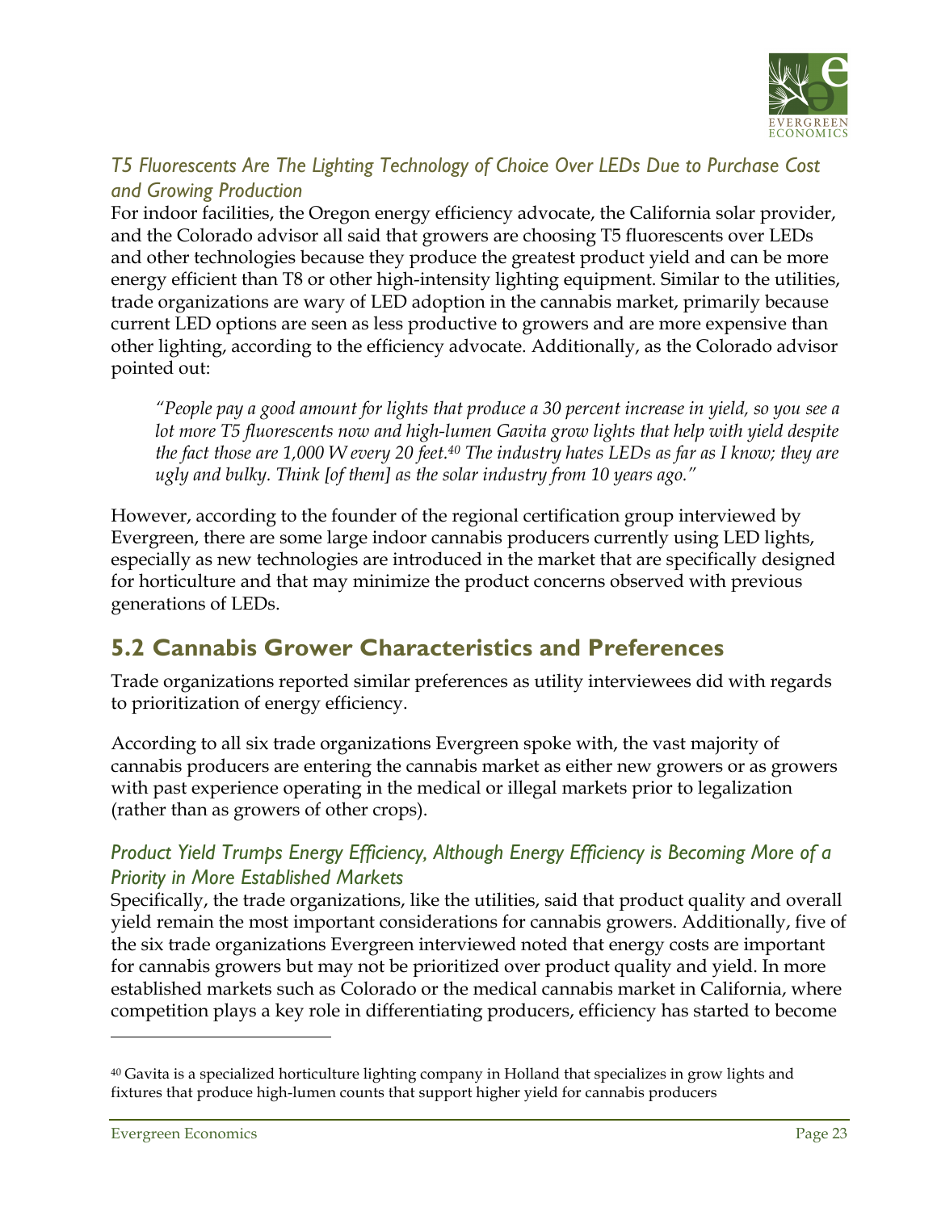### *T5 Fluorescents Are The Lighting Technology of Choice Over LEDs Due to Purchase Cost and Growing Production*

For indoor facilities, the Oregon energy efficiency advocate, the California solar provider, and the Colorado advisor all said that growers are choosing T5 fluorescents over LEDs and other technologies because they produce the greatest product yield and can be more energy efficient than T8 or other high-intensity lighting equipment. Similar to the utilities, trade organizations are wary of LED adoption in the cannabis market, primarily because current LED options are seen as less productive to growers and are more expensive than other lighting, according to the efficiency advocate. Additionally, as the Colorado advisor pointed out:

> *"People pay a good amount for lights that produce a 30 percent increase in yield, so you see a lot more T5 fluorescents now and high-lumen Gavita grow lights that help with yield despite the fact those are 1,000 W every 20 feet.[40] The industry hates LEDs as far as I know; they are ugly and bulky. Think [of them] as the solar industry from 10 years ago."*

However, according to the founder of the regional certification group interviewed by Evergreen, there are some large indoor cannabis producers currently using LED lights, especially as new technologies are introduced in the market that are specifically designed for horticulture and that may minimize the product concerns observed with previous generations of LEDs.

## 5.2 Cannabis Grower Characteristics and Preferences

Trade organizations reported similar preferences as utility interviewees did with regards to prioritization of energy efficiency.

According to all six trade organizations Evergreen spoke with, the vast majority of cannabis producers are entering the cannabis market as either new growers or as growers with past experience operating in the medical or illegal markets prior to legalization (rather than as growers of other crops).

### *Product Yield Trumps Energy Efficiency, Although Energy Efficiency is Becoming More of a Priority in More Established Markets*

Specifically, the trade organizations, like the utilities, said that product quality and overall yield remain the most important considerations for cannabis growers. Additionally, five of the six trade organizations Evergreen interviewed noted that energy costs are important for cannabis growers but may not be prioritized over product quality and yield. In more established markets such as Colorado or the medical cannabis market in California, where competition plays a key role in differentiating producers, efficiency has started to become

---

[40] Gavita is a specialized horticulture lighting company in Holland that specializes in grow lights and fixtures that produce high-lumen counts that support higher yield for cannabis producers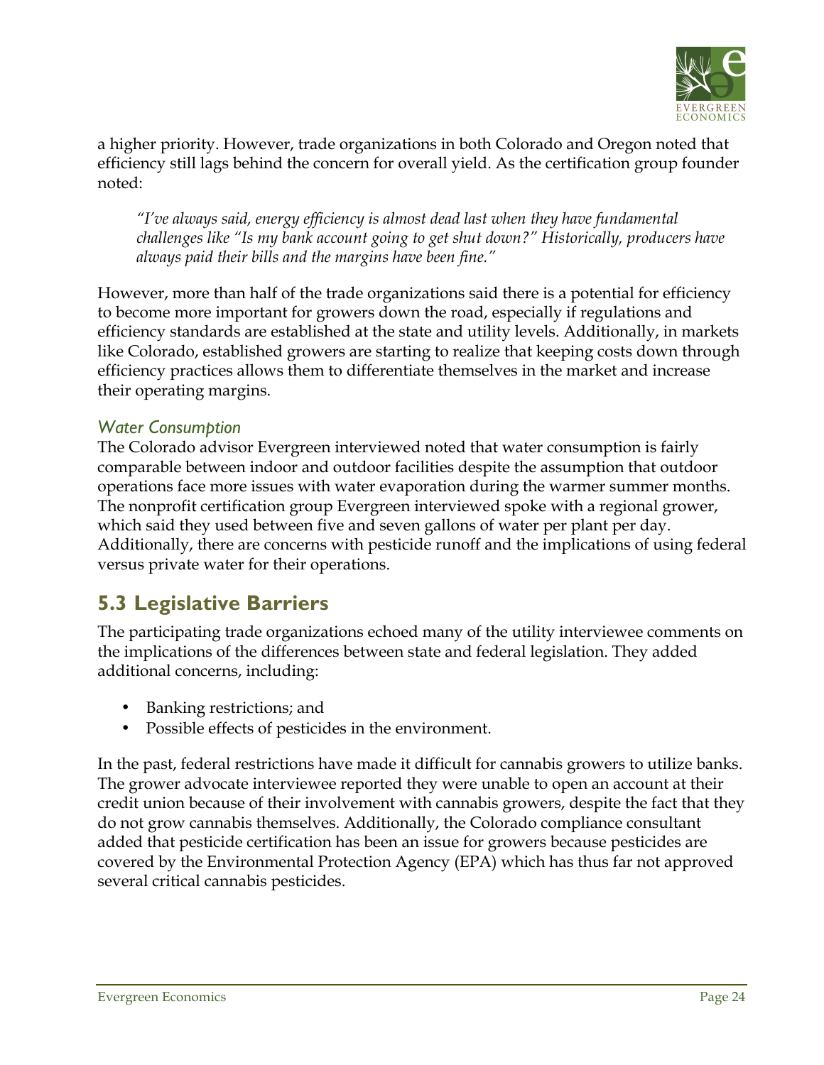a higher priority. However, trade organizations in both Colorado and Oregon noted that efficiency still lags behind the concern for overall yield. As the certification group founder noted:

> *"I've always said, energy efficiency is almost dead last when they have fundamental challenges like "Is my bank account going to get shut down?" Historically, producers have always paid their bills and the margins have been fine."*

However, more than half of the trade organizations said there is a potential for efficiency to become more important for growers down the road, especially if regulations and efficiency standards are established at the state and utility levels. Additionally, in markets like Colorado, established growers are starting to realize that keeping costs down through efficiency practices allows them to differentiate themselves in the market and increase their operating margins.

### *Water Consumption*

The Colorado advisor Evergreen interviewed noted that water consumption is fairly comparable between indoor and outdoor facilities despite the assumption that outdoor operations face more issues with water evaporation during the warmer summer months. The nonprofit certification group Evergreen interviewed spoke with a regional grower, which said they used between five and seven gallons of water per plant per day. Additionally, there are concerns with pesticide runoff and the implications of using federal versus private water for their operations.

## 5.3 Legislative Barriers

The participating trade organizations echoed many of the utility interviewee comments on the implications of the differences between state and federal legislation. They added additional concerns, including:

- Banking restrictions; and
- Possible effects of pesticides in the environment.

In the past, federal restrictions have made it difficult for cannabis growers to utilize banks. The grower advocate interviewee reported they were unable to open an account at their credit union because of their involvement with cannabis growers, despite the fact that they do not grow cannabis themselves. Additionally, the Colorado compliance consultant added that pesticide certification has been an issue for growers because pesticides are covered by the Environmental Protection Agency (EPA) which has thus far not approved several critical cannabis pesticides.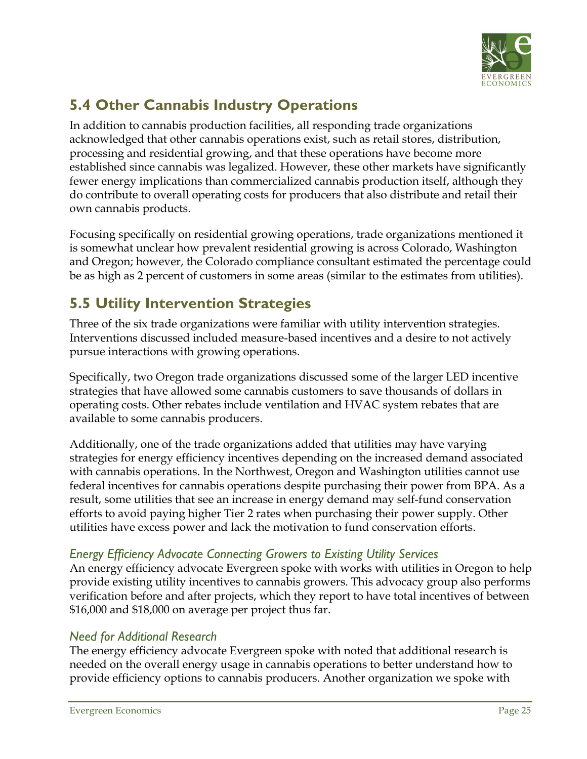## 5.4 Other Cannabis Industry Operations

In addition to cannabis production facilities, all responding trade organizations acknowledged that other cannabis operations exist, such as retail stores, distribution, processing and residential growing, and that these operations have become more established since cannabis was legalized. However, these other markets have significantly fewer energy implications than commercialized cannabis production itself, although they do contribute to overall operating costs for producers that also distribute and retail their own cannabis products.

Focusing specifically on residential growing operations, trade organizations mentioned it is somewhat unclear how prevalent residential growing is across Colorado, Washington and Oregon; however, the Colorado compliance consultant estimated the percentage could be as high as 2 percent of customers in some areas (similar to the estimates from utilities).

## 5.5 Utility Intervention Strategies

Three of the six trade organizations were familiar with utility intervention strategies. Interventions discussed included measure-based incentives and a desire to not actively pursue interactions with growing operations.

Specifically, two Oregon trade organizations discussed some of the larger LED incentive strategies that have allowed some cannabis customers to save thousands of dollars in operating costs. Other rebates include ventilation and HVAC system rebates that are available to some cannabis producers.

Additionally, one of the trade organizations added that utilities may have varying strategies for energy efficiency incentives depending on the increased demand associated with cannabis operations. In the Northwest, Oregon and Washington utilities cannot use federal incentives for cannabis operations despite purchasing their power from BPA. As a result, some utilities that see an increase in energy demand may self-fund conservation efforts to avoid paying higher Tier 2 rates when purchasing their power supply. Other utilities have excess power and lack the motivation to fund conservation efforts.

### *Energy Efficiency Advocate Connecting Growers to Existing Utility Services*

An energy efficiency advocate Evergreen spoke with works with utilities in Oregon to help provide existing utility incentives to cannabis growers. This advocacy group also performs verification before and after projects, which they report to have total incentives of between $16,000 and $18,000 on average per project thus far.

### *Need for Additional Research*

The energy efficiency advocate Evergreen spoke with noted that additional research is needed on the overall energy usage in cannabis operations to better understand how to provide efficiency options to cannabis producers. Another organization we spoke with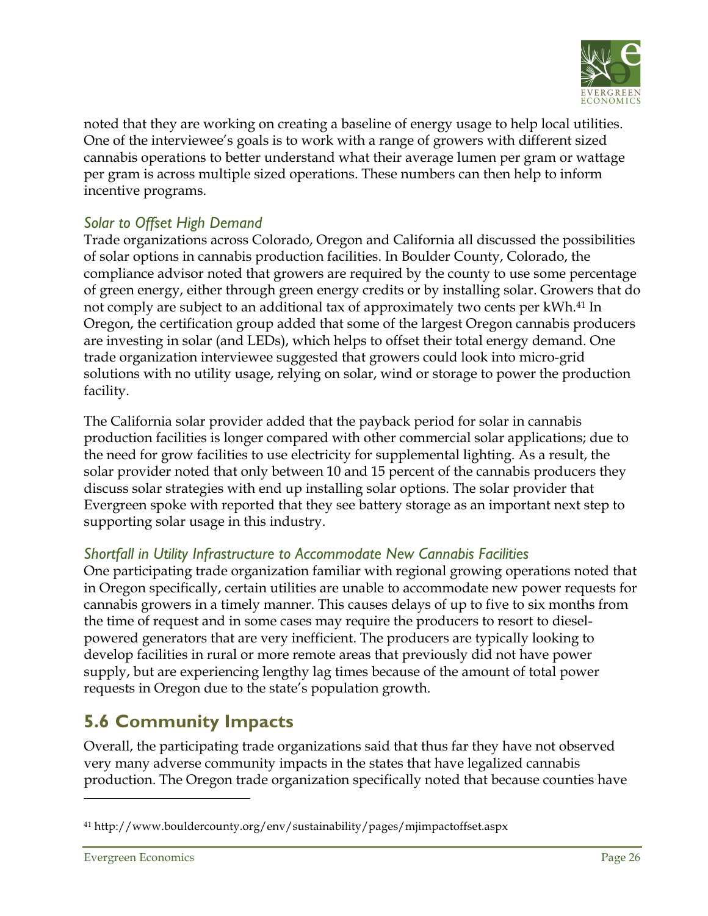noted that they are working on creating a baseline of energy usage to help local utilities. One of the interviewee's goals is to work with a range of growers with different sized cannabis operations to better understand what their average lumen per gram or wattage per gram is across multiple sized operations. These numbers can then help to inform incentive programs.

### *Solar to Offset High Demand*

Trade organizations across Colorado, Oregon and California all discussed the possibilities of solar options in cannabis production facilities. In Boulder County, Colorado, the compliance advisor noted that growers are required by the county to use some percentage of green energy, either through green energy credits or by installing solar. Growers that do not comply are subject to an additional tax of approximately two cents per kWh.[41] In Oregon, the certification group added that some of the largest Oregon cannabis producers are investing in solar (and LEDs), which helps to offset their total energy demand. One trade organization interviewee suggested that growers could look into micro-grid solutions with no utility usage, relying on solar, wind or storage to power the production facility.

The California solar provider added that the payback period for solar in cannabis production facilities is longer compared with other commercial solar applications; due to the need for grow facilities to use electricity for supplemental lighting. As a result, the solar provider noted that only between 10 and 15 percent of the cannabis producers they discuss solar strategies with end up installing solar options. The solar provider that Evergreen spoke with reported that they see battery storage as an important next step to supporting solar usage in this industry.

### *Shortfall in Utility Infrastructure to Accommodate New Cannabis Facilities*

One participating trade organization familiar with regional growing operations noted that in Oregon specifically, certain utilities are unable to accommodate new power requests for cannabis growers in a timely manner. This causes delays of up to five to six months from the time of request and in some cases may require the producers to resort to diesel-powered generators that are very inefficient. The producers are typically looking to develop facilities in rural or more remote areas that previously did not have power supply, but are experiencing lengthy lag times because of the amount of total power requests in Oregon due to the state's population growth.

## 5.6 Community Impacts

Overall, the participating trade organizations said that thus far they have not observed very many adverse community impacts in the states that have legalized cannabis production. The Oregon trade organization specifically noted that because counties have

---

[41] http://www.bouldercounty.org/env/sustainability/pages/mjimpactoffset.aspx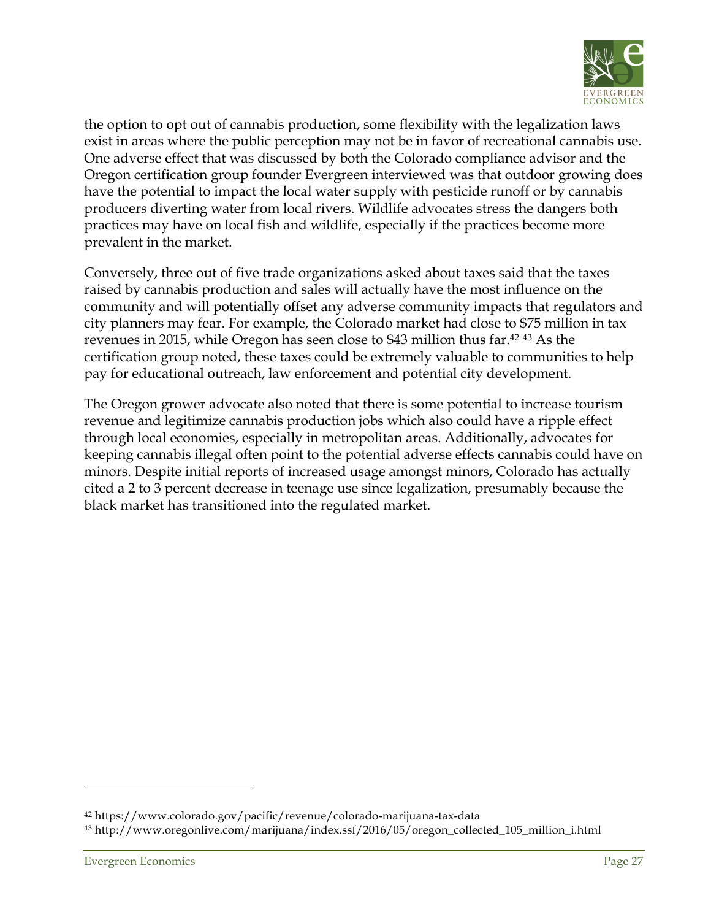the option to opt out of cannabis production, some flexibility with the legalization laws exist in areas where the public perception may not be in favor of recreational cannabis use. One adverse effect that was discussed by both the Colorado compliance advisor and the Oregon certification group founder Evergreen interviewed was that outdoor growing does have the potential to impact the local water supply with pesticide runoff or by cannabis producers diverting water from local rivers. Wildlife advocates stress the dangers both practices may have on local fish and wildlife, especially if the practices become more prevalent in the market.

Conversely, three out of five trade organizations asked about taxes said that the taxes raised by cannabis production and sales will actually have the most influence on the community and will potentially offset any adverse community impacts that regulators and city planners may fear. For example, the Colorado market had close to $75 million in tax revenues in 2015, while Oregon has seen close to $43 million thus far.[42] [43] As the certification group noted, these taxes could be extremely valuable to communities to help pay for educational outreach, law enforcement and potential city development.

The Oregon grower advocate also noted that there is some potential to increase tourism revenue and legitimize cannabis production jobs which also could have a ripple effect through local economies, especially in metropolitan areas. Additionally, advocates for keeping cannabis illegal often point to the potential adverse effects cannabis could have on minors. Despite initial reports of increased usage amongst minors, Colorado has actually cited a 2 to 3 percent decrease in teenage use since legalization, presumably because the black market has transitioned into the regulated market.

---

[42] https://www.colorado.gov/pacific/revenue/colorado-marijuana-tax-data

[43] http://www.oregonlive.com/marijuana/index.ssf/2016/05/oregon_collected_105_million_i.html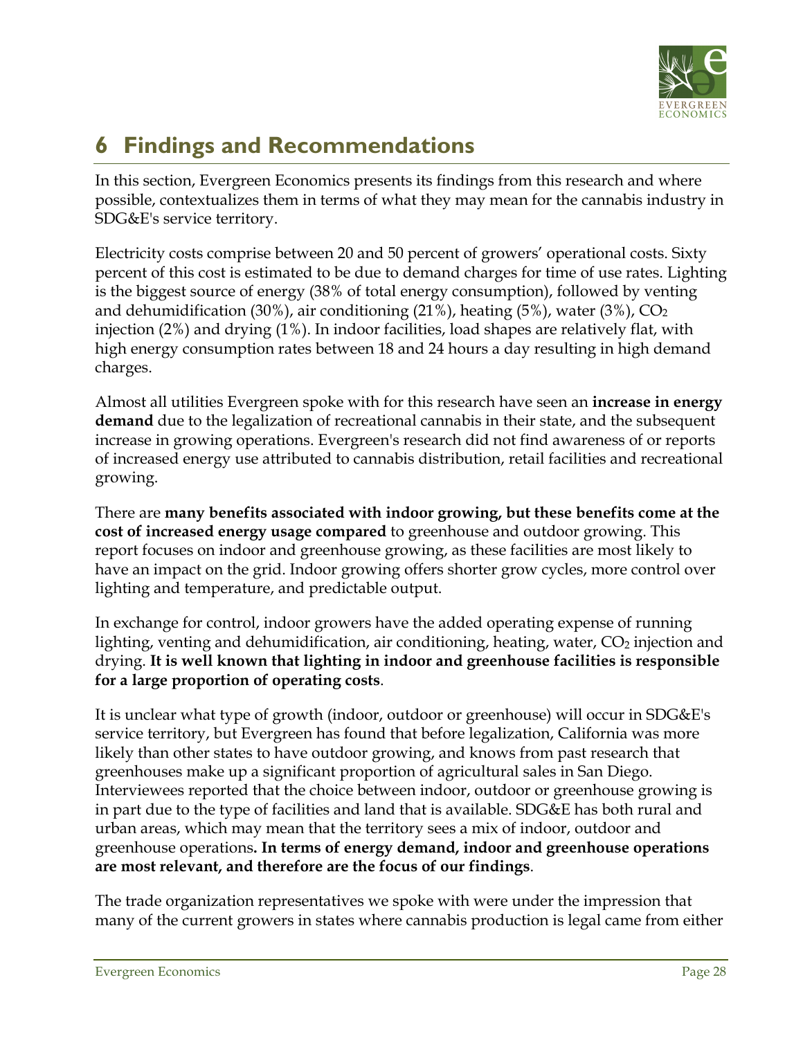# 6 Findings and Recommendations

In this section, Evergreen Economics presents its findings from this research and where possible, contextualizes them in terms of what they may mean for the cannabis industry in SDG&E's service territory.

Electricity costs comprise between 20 and 50 percent of growers' operational costs. Sixty percent of this cost is estimated to be due to demand charges for time of use rates. Lighting is the biggest source of energy (38% of total energy consumption), followed by venting and dehumidification (30%), air conditioning (21%), heating (5%), water (3%), $CO_2$ injection (2%) and drying (1%). In indoor facilities, load shapes are relatively flat, with high energy consumption rates between 18 and 24 hours a day resulting in high demand charges.

Almost all utilities Evergreen spoke with for this research have seen an **increase in energy demand** due to the legalization of recreational cannabis in their state, and the subsequent increase in growing operations. Evergreen's research did not find awareness of or reports of increased energy use attributed to cannabis distribution, retail facilities and recreational growing.

There are **many benefits associated with indoor growing, but these benefits come at the cost of increased energy usage compared** to greenhouse and outdoor growing. This report focuses on indoor and greenhouse growing, as these facilities are most likely to have an impact on the grid. Indoor growing offers shorter grow cycles, more control over lighting and temperature, and predictable output.

In exchange for control, indoor growers have the added operating expense of running lighting, venting and dehumidification, air conditioning, heating, water, $CO_2$ injection and drying. **It is well known that lighting in indoor and greenhouse facilities is responsible for a large proportion of operating costs**.

It is unclear what type of growth (indoor, outdoor or greenhouse) will occur in SDG&E's service territory, but Evergreen has found that before legalization, California was more likely than other states to have outdoor growing, and knows from past research that greenhouses make up a significant proportion of agricultural sales in San Diego. Interviewees reported that the choice between indoor, outdoor or greenhouse growing is in part due to the type of facilities and land that is available. SDG&E has both rural and urban areas, which may mean that the territory sees a mix of indoor, outdoor and greenhouse operations**. In terms of energy demand, indoor and greenhouse operations are most relevant, and therefore are the focus of our findings**.

The trade organization representatives we spoke with were under the impression that many of the current growers in states where cannabis production is legal came from either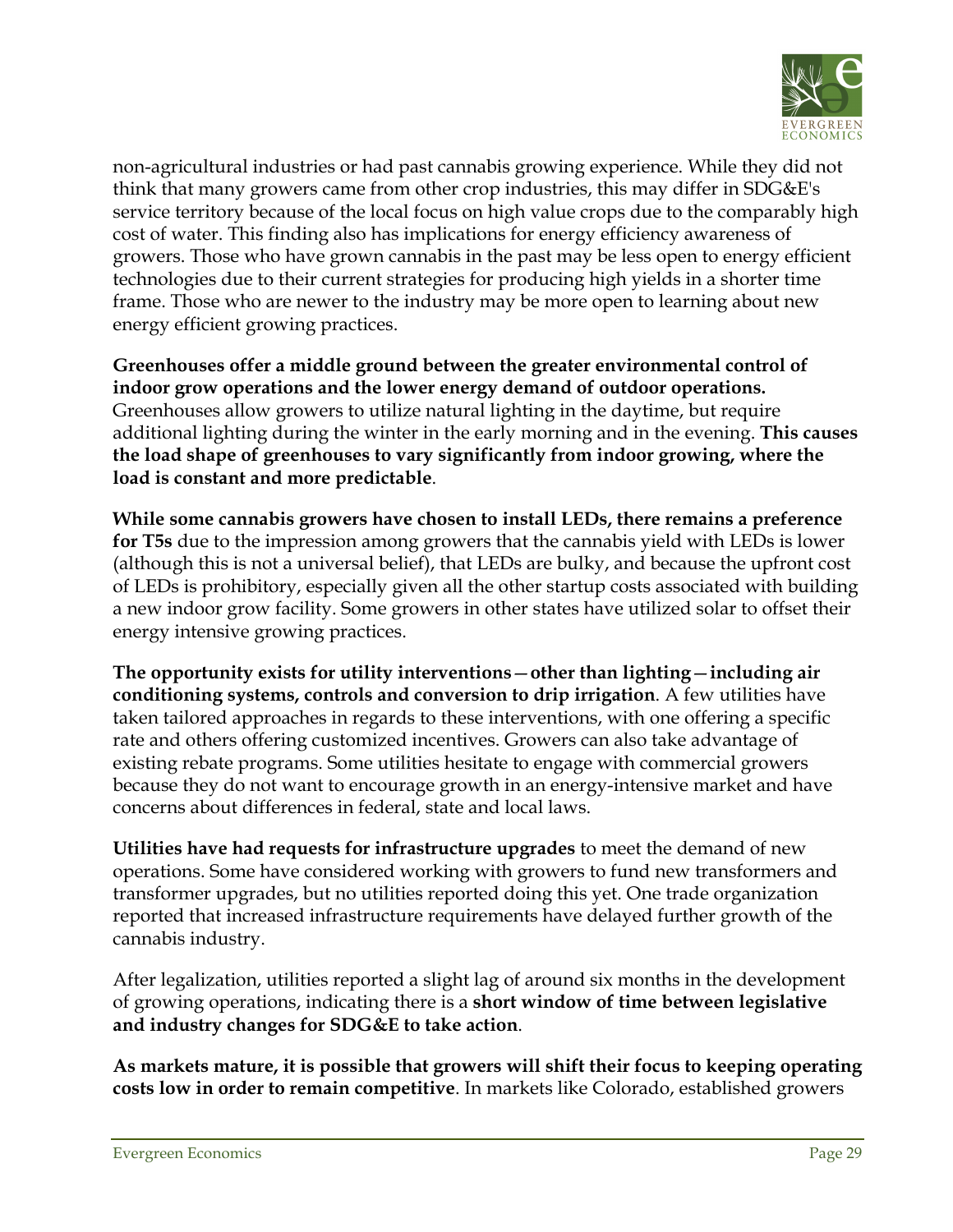non-agricultural industries or had past cannabis growing experience. While they did not think that many growers came from other crop industries, this may differ in SDG&E's service territory because of the local focus on high value crops due to the comparably high cost of water. This finding also has implications for energy efficiency awareness of growers. Those who have grown cannabis in the past may be less open to energy efficient technologies due to their current strategies for producing high yields in a shorter time frame. Those who are newer to the industry may be more open to learning about new energy efficient growing practices.

**Greenhouses offer a middle ground between the greater environmental control of indoor grow operations and the lower energy demand of outdoor operations.** Greenhouses allow growers to utilize natural lighting in the daytime, but require additional lighting during the winter in the early morning and in the evening. **This causes the load shape of greenhouses to vary significantly from indoor growing, where the load is constant and more predictable**.

**While some cannabis growers have chosen to install LEDs, there remains a preference for T5s** due to the impression among growers that the cannabis yield with LEDs is lower (although this is not a universal belief), that LEDs are bulky, and because the upfront cost of LEDs is prohibitory, especially given all the other startup costs associated with building a new indoor grow facility. Some growers in other states have utilized solar to offset their energy intensive growing practices.

**The opportunity exists for utility interventions—other than lighting—including air conditioning systems, controls and conversion to drip irrigation**. A few utilities have taken tailored approaches in regards to these interventions, with one offering a specific rate and others offering customized incentives. Growers can also take advantage of existing rebate programs. Some utilities hesitate to engage with commercial growers because they do not want to encourage growth in an energy-intensive market and have concerns about differences in federal, state and local laws.

**Utilities have had requests for infrastructure upgrades** to meet the demand of new operations. Some have considered working with growers to fund new transformers and transformer upgrades, but no utilities reported doing this yet. One trade organization reported that increased infrastructure requirements have delayed further growth of the cannabis industry.

After legalization, utilities reported a slight lag of around six months in the development of growing operations, indicating there is a **short window of time between legislative and industry changes for SDG&E to take action**.

**As markets mature, it is possible that growers will shift their focus to keeping operating costs low in order to remain competitive**. In markets like Colorado, established growers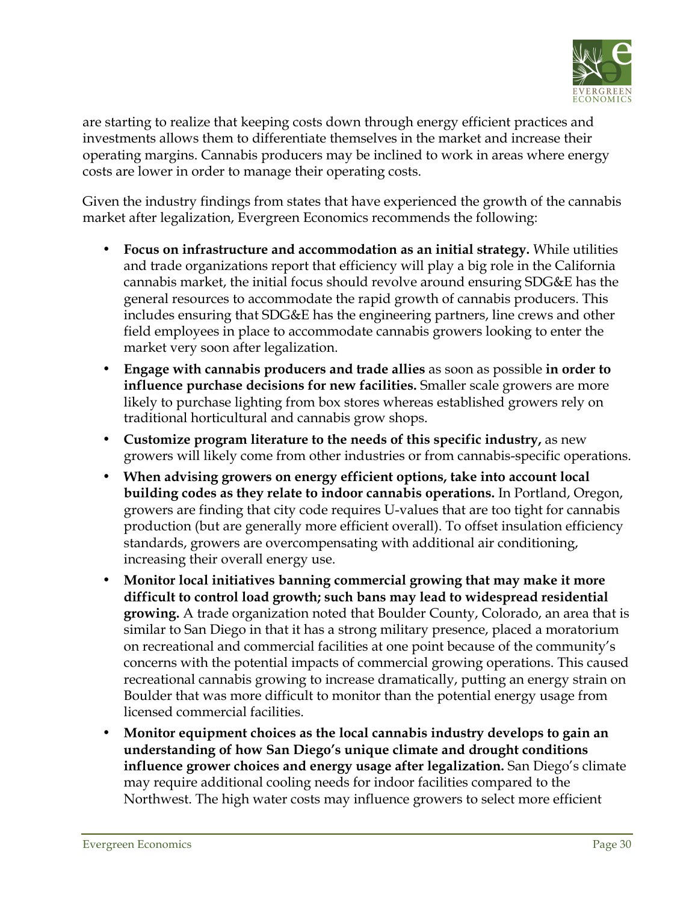are starting to realize that keeping costs down through energy efficient practices and investments allows them to differentiate themselves in the market and increase their operating margins. Cannabis producers may be inclined to work in areas where energy costs are lower in order to manage their operating costs.

Given the industry findings from states that have experienced the growth of the cannabis market after legalization, Evergreen Economics recommends the following:

- **Focus on infrastructure and accommodation as an initial strategy.** While utilities and trade organizations report that efficiency will play a big role in the California cannabis market, the initial focus should revolve around ensuring SDG&E has the general resources to accommodate the rapid growth of cannabis producers. This includes ensuring that SDG&E has the engineering partners, line crews and other field employees in place to accommodate cannabis growers looking to enter the market very soon after legalization.
- **Engage with cannabis producers and trade allies** as soon as possible **in order to influence purchase decisions for new facilities.** Smaller scale growers are more likely to purchase lighting from box stores whereas established growers rely on traditional horticultural and cannabis grow shops.
- **Customize program literature to the needs of this specific industry,** as new growers will likely come from other industries or from cannabis-specific operations.
- **When advising growers on energy efficient options, take into account local building codes as they relate to indoor cannabis operations.** In Portland, Oregon, growers are finding that city code requires U-values that are too tight for cannabis production (but are generally more efficient overall). To offset insulation efficiency standards, growers are overcompensating with additional air conditioning, increasing their overall energy use.
- **Monitor local initiatives banning commercial growing that may make it more difficult to control load growth; such bans may lead to widespread residential growing.** A trade organization noted that Boulder County, Colorado, an area that is similar to San Diego in that it has a strong military presence, placed a moratorium on recreational and commercial facilities at one point because of the community's concerns with the potential impacts of commercial growing operations. This caused recreational cannabis growing to increase dramatically, putting an energy strain on Boulder that was more difficult to monitor than the potential energy usage from licensed commercial facilities.
- **Monitor equipment choices as the local cannabis industry develops to gain an understanding of how San Diego's unique climate and drought conditions influence grower choices and energy usage after legalization.** San Diego's climate may require additional cooling needs for indoor facilities compared to the Northwest. The high water costs may influence growers to select more efficient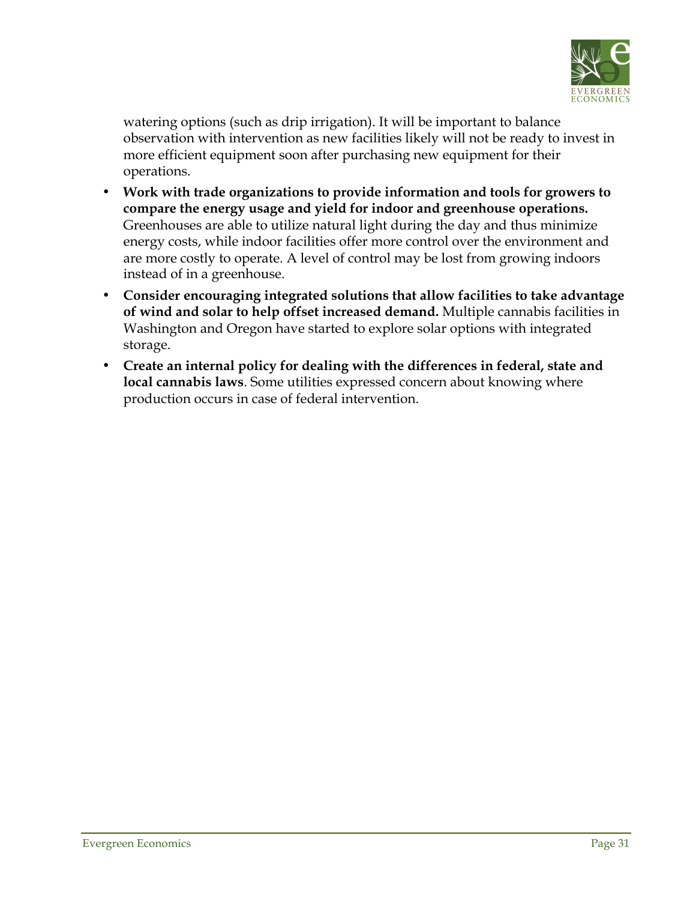watering options (such as drip irrigation). It will be important to balance observation with intervention as new facilities likely will not be ready to invest in more efficient equipment soon after purchasing new equipment for their operations.

- **Work with trade organizations to provide information and tools for growers to compare the energy usage and yield for indoor and greenhouse operations.** Greenhouses are able to utilize natural light during the day and thus minimize energy costs, while indoor facilities offer more control over the environment and are more costly to operate. A level of control may be lost from growing indoors instead of in a greenhouse.
- **Consider encouraging integrated solutions that allow facilities to take advantage of wind and solar to help offset increased demand.** Multiple cannabis facilities in Washington and Oregon have started to explore solar options with integrated storage.
- **Create an internal policy for dealing with the differences in federal, state and local cannabis laws**. Some utilities expressed concern about knowing where production occurs in case of federal intervention.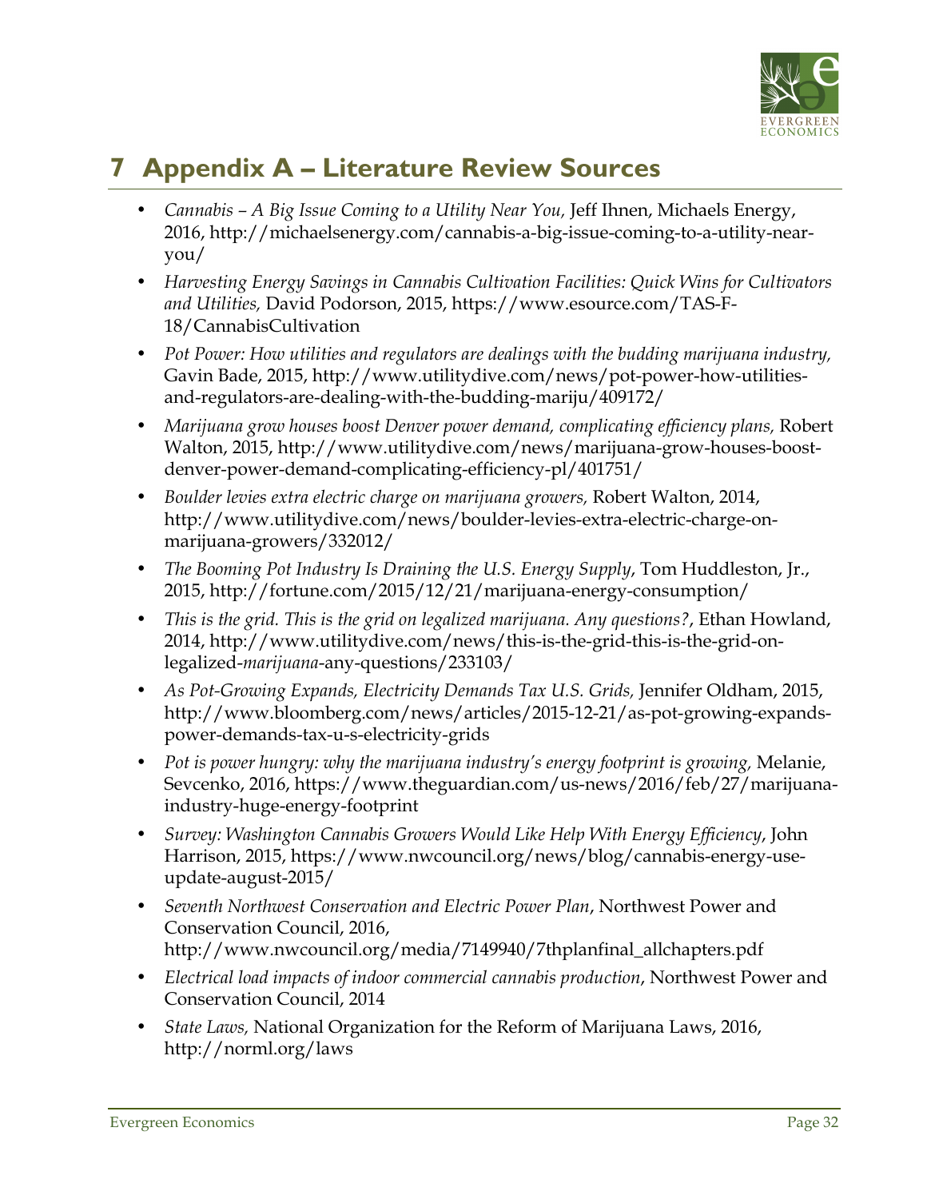# 7 Appendix A – Literature Review Sources

- *Cannabis – A Big Issue Coming to a Utility Near You,* Jeff Ihnen, Michaels Energy, 2016, http://michaelsenergy.com/cannabis-a-big-issue-coming-to-a-utility-near-you/
- *Harvesting Energy Savings in Cannabis Cultivation Facilities: Quick Wins for Cultivators and Utilities,* David Podorson, 2015, https://www.esource.com/TAS-F-18/CannabisCultivation
- *Pot Power: How utilities and regulators are dealings with the budding marijuana industry,* Gavin Bade, 2015, http://www.utilitydive.com/news/pot-power-how-utilities-and-regulators-are-dealing-with-the-budding-mariju/409172/
- *Marijuana grow houses boost Denver power demand, complicating efficiency plans,* Robert Walton, 2015, http://www.utilitydive.com/news/marijuana-grow-houses-boost-denver-power-demand-complicating-efficiency-pl/401751/
- *Boulder levies extra electric charge on marijuana growers,* Robert Walton, 2014, http://www.utilitydive.com/news/boulder-levies-extra-electric-charge-on-marijuana-growers/332012/
- *The Booming Pot Industry Is Draining the U.S. Energy Supply*, Tom Huddleston, Jr., 2015, http://fortune.com/2015/12/21/marijuana-energy-consumption/
- *This is the grid. This is the grid on legalized marijuana. Any questions?*, Ethan Howland, 2014, http://www.utilitydive.com/news/this-is-the-grid-this-is-the-grid-on-legalized-*marijuana*-any-questions/233103/
- *As Pot-Growing Expands, Electricity Demands Tax U.S. Grids,* Jennifer Oldham, 2015, http://www.bloomberg.com/news/articles/2015-12-21/as-pot-growing-expands-power-demands-tax-u-s-electricity-grids
- *Pot is power hungry: why the marijuana industry's energy footprint is growing,* Melanie, Sevcenko, 2016, https://www.theguardian.com/us-news/2016/feb/27/marijuana-industry-huge-energy-footprint
- *Survey: Washington Cannabis Growers Would Like Help With Energy Efficiency*, John Harrison, 2015, https://www.nwcouncil.org/news/blog/cannabis-energy-use-update-august-2015/
- *Seventh Northwest Conservation and Electric Power Plan*, Northwest Power and Conservation Council, 2016, http://www.nwcouncil.org/media/7149940/7thplanfinal_allchapters.pdf
- *Electrical load impacts of indoor commercial cannabis production*, Northwest Power and Conservation Council, 2014
- *State Laws,* National Organization for the Reform of Marijuana Laws, 2016, http://norml.org/laws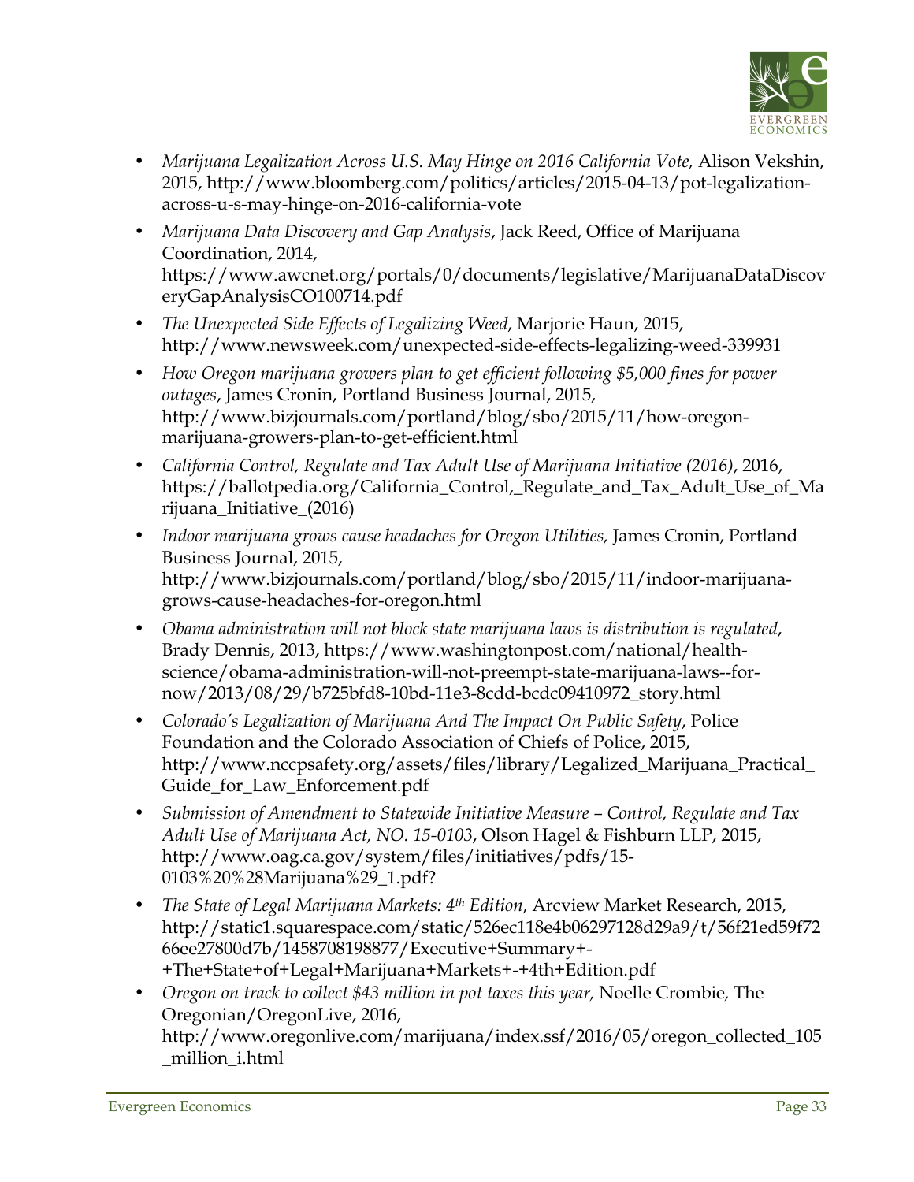- *Marijuana Legalization Across U.S. May Hinge on 2016 California Vote,* Alison Vekshin, 2015, http://www.bloomberg.com/politics/articles/2015-04-13/pot-legalization-across-u-s-may-hinge-on-2016-california-vote
- *Marijuana Data Discovery and Gap Analysis*, Jack Reed, Office of Marijuana Coordination, 2014, https://www.awcnet.org/portals/0/documents/legislative/MarijuanaDataDiscoveryGapAnalysisCO100714.pdf
- *The Unexpected Side Effects of Legalizing Weed*, Marjorie Haun, 2015, http://www.newsweek.com/unexpected-side-effects-legalizing-weed-339931
- *How Oregon marijuana growers plan to get efficient following $5,000 fines for power outages*, James Cronin, Portland Business Journal, 2015, http://www.bizjournals.com/portland/blog/sbo/2015/11/how-oregon-marijuana-growers-plan-to-get-efficient.html
- *California Control, Regulate and Tax Adult Use of Marijuana Initiative (2016)*, 2016, https://ballotpedia.org/California_Control,_Regulate_and_Tax_Adult_Use_of_Marijuana_Initiative_(2016)
- *Indoor marijuana grows cause headaches for Oregon Utilities,* James Cronin, Portland Business Journal, 2015, http://www.bizjournals.com/portland/blog/sbo/2015/11/indoor-marijuana-grows-cause-headaches-for-oregon.html
- *Obama administration will not block state marijuana laws is distribution is regulated*, Brady Dennis, 2013, https://www.washingtonpost.com/national/health-science/obama-administration-will-not-preempt-state-marijuana-laws--for-now/2013/08/29/b725bfd8-10bd-11e3-8cdd-bcdc09410972_story.html
- *Colorado's Legalization of Marijuana And The Impact On Public Safety*, Police Foundation and the Colorado Association of Chiefs of Police, 2015, http://www.nccpsafety.org/assets/files/library/Legalized_Marijuana_Practical_Guide_for_Law_Enforcement.pdf
- *Submission of Amendment to Statewide Initiative Measure – Control, Regulate and Tax Adult Use of Marijuana Act, NO. 15-0103*, Olson Hagel & Fishburn LLP, 2015, http://www.oag.ca.gov/system/files/initiatives/pdfs/15-0103%20%28Marijuana%29_1.pdf?
- *The State of Legal Marijuana Markets: 4th Edition*, Arcview Market Research, 2015, http://static1.squarespace.com/static/526ec118e4b06297128d29a9/t/56f21ed59f7266ee27800d7b/1458708198877/Executive+Summary+-+The+State+of+Legal+Marijuana+Markets+-+4th+Edition.pdf
- *Oregon on track to collect $43 million in pot taxes this year,* Noelle Crombie, The Oregonian/OregonLive, 2016, http://www.oregonlive.com/marijuana/index.ssf/2016/05/oregon_collected_105_million_i.html